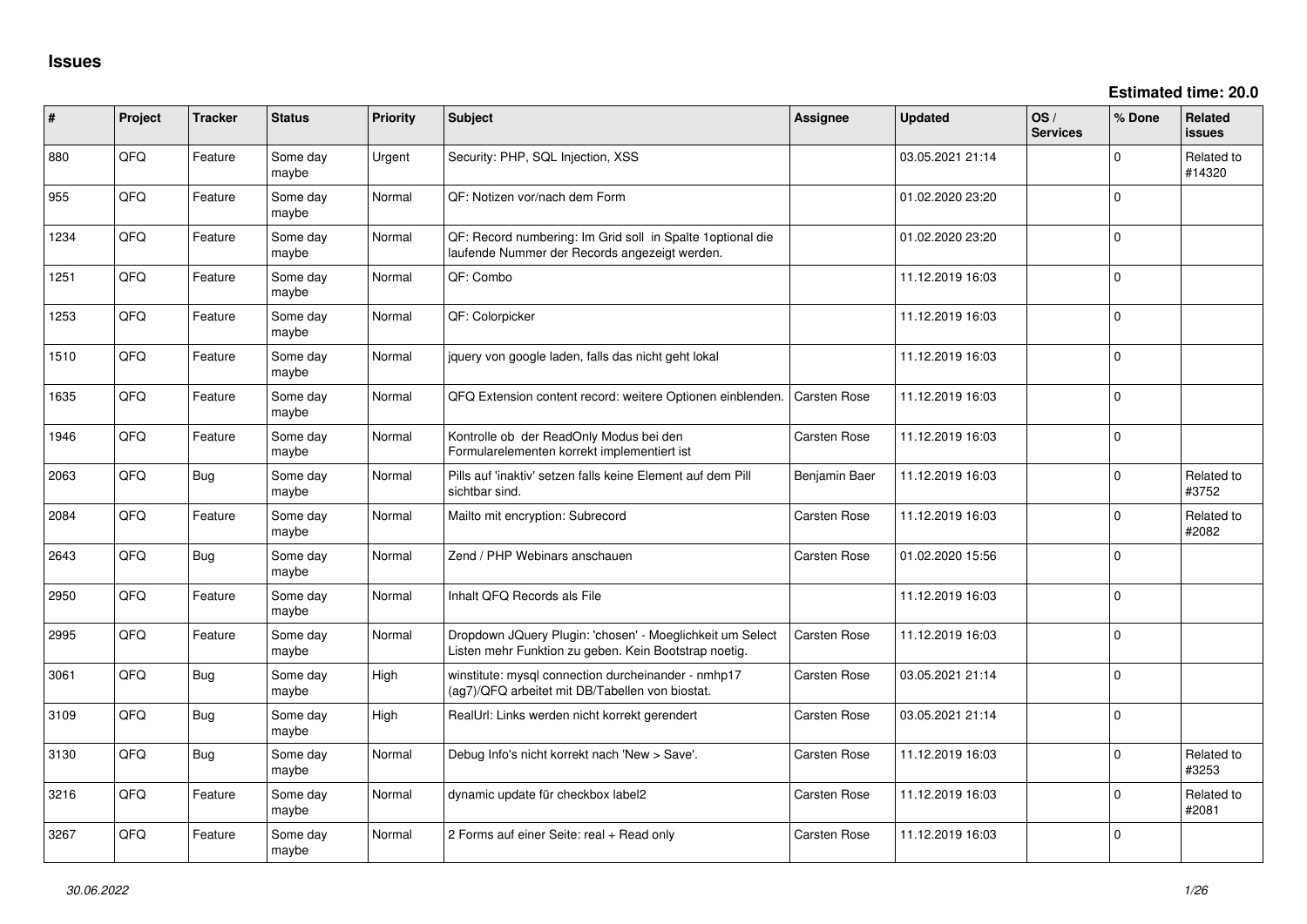# Issues

**Estimated time: 20.0**

| # | Project | Tracker | Status | Priority | Subject | Assignee | Updated | OS / Services | % Done | Related issues |
|---|---|---|---|---|---|---|---|---|---|---|
| 880 | QFQ | Feature | Some day maybe | Urgent | Security: PHP, SQL Injection, XSS | | 03.05.2021 21:14 | | 0 | Related to #14320 |
| 955 | QFQ | Feature | Some day maybe | Normal | QF: Notizen vor/nach dem Form | | 01.02.2020 23:20 | | 0 | |
| 1234 | QFQ | Feature | Some day maybe | Normal | QF: Record numbering: Im Grid soll in Spalte 1optional die laufende Nummer der Records angezeigt werden. | | 01.02.2020 23:20 | | 0 | |
| 1251 | QFQ | Feature | Some day maybe | Normal | QF: Combo | | 11.12.2019 16:03 | | 0 | |
| 1253 | QFQ | Feature | Some day maybe | Normal | QF: Colorpicker | | 11.12.2019 16:03 | | 0 | |
| 1510 | QFQ | Feature | Some day maybe | Normal | jquery von google laden, falls das nicht geht lokal | | 11.12.2019 16:03 | | 0 | |
| 1635 | QFQ | Feature | Some day maybe | Normal | QFQ Extension content record: weitere Optionen einblenden. | Carsten Rose | 11.12.2019 16:03 | | 0 | |
| 1946 | QFQ | Feature | Some day maybe | Normal | Kontrolle ob der ReadOnly Modus bei den Formularelementen korrekt implementiert ist | Carsten Rose | 11.12.2019 16:03 | | 0 | |
| 2063 | QFQ | Bug | Some day maybe | Normal | Pills auf 'inaktiv' setzen falls keine Element auf dem Pill sichtbar sind. | Benjamin Baer | 11.12.2019 16:03 | | 0 | Related to #3752 |
| 2084 | QFQ | Feature | Some day maybe | Normal | Mailto mit encryption: Subrecord | Carsten Rose | 11.12.2019 16:03 | | 0 | Related to #2082 |
| 2643 | QFQ | Bug | Some day maybe | Normal | Zend / PHP Webinars anschauen | Carsten Rose | 01.02.2020 15:56 | | 0 | |
| 2950 | QFQ | Feature | Some day maybe | Normal | Inhalt QFQ Records als File | | 11.12.2019 16:03 | | 0 | |
| 2995 | QFQ | Feature | Some day maybe | Normal | Dropdown JQuery Plugin: 'chosen' - Moeglichkeit um Select Listen mehr Funktion zu geben. Kein Bootstrap noetig. | Carsten Rose | 11.12.2019 16:03 | | 0 | |
| 3061 | QFQ | Bug | Some day maybe | High | winstitute: mysql connection durcheinander - nmhp17 (ag7)/QFQ arbeitet mit DB/Tabellen von biostat. | Carsten Rose | 03.05.2021 21:14 | | 0 | |
| 3109 | QFQ | Bug | Some day maybe | High | RealUrl: Links werden nicht korrekt gerendert | Carsten Rose | 03.05.2021 21:14 | | 0 | |
| 3130 | QFQ | Bug | Some day maybe | Normal | Debug Info's nicht korrekt nach 'New > Save'. | Carsten Rose | 11.12.2019 16:03 | | 0 | Related to #3253 |
| 3216 | QFQ | Feature | Some day maybe | Normal | dynamic update für checkbox label2 | Carsten Rose | 11.12.2019 16:03 | | 0 | Related to #2081 |
| 3267 | QFQ | Feature | Some day maybe | Normal | 2 Forms auf einer Seite: real + Read only | Carsten Rose | 11.12.2019 16:03 | | 0 | |

*30.06.2022*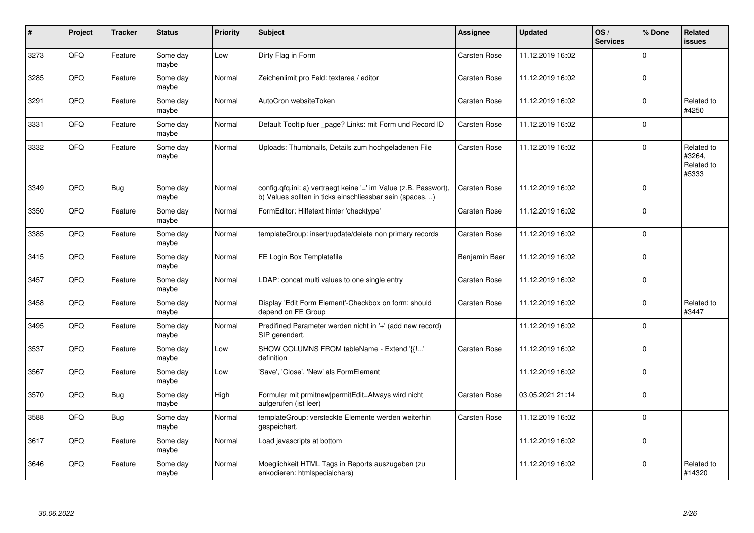| # | Project | Tracker | Status | Priority | Subject | Assignee | Updated | OS / Services | % Done | Related issues |
|---|---|---|---|---|---|---|---|---|---|---|
| 3273 | QFQ | Feature | Some day maybe | Low | Dirty Flag in Form | Carsten Rose | 11.12.2019 16:02 | | 0 | |
| 3285 | QFQ | Feature | Some day maybe | Normal | Zeichenlimit pro Feld: textarea / editor | Carsten Rose | 11.12.2019 16:02 | | 0 | |
| 3291 | QFQ | Feature | Some day maybe | Normal | AutoCron websiteToken | Carsten Rose | 11.12.2019 16:02 | | 0 | Related to #4250 |
| 3331 | QFQ | Feature | Some day maybe | Normal | Default Tooltip fuer _page? Links: mit Form und Record ID | Carsten Rose | 11.12.2019 16:02 | | 0 | |
| 3332 | QFQ | Feature | Some day maybe | Normal | Uploads: Thumbnails, Details zum hochgeladenen File | Carsten Rose | 11.12.2019 16:02 | | 0 | Related to #3264, Related to #5333 |
| 3349 | QFQ | Bug | Some day maybe | Normal | config.qfq.ini: a) vertraegt keine '=' im Value (z.B. Passwort), b) Values sollten in ticks einschliessbar sein (spaces, ..) | Carsten Rose | 11.12.2019 16:02 | | 0 | |
| 3350 | QFQ | Feature | Some day maybe | Normal | FormEditor: Hilfetext hinter 'checktype' | Carsten Rose | 11.12.2019 16:02 | | 0 | |
| 3385 | QFQ | Feature | Some day maybe | Normal | templateGroup: insert/update/delete non primary records | Carsten Rose | 11.12.2019 16:02 | | 0 | |
| 3415 | QFQ | Feature | Some day maybe | Normal | FE Login Box Templatefile | Benjamin Baer | 11.12.2019 16:02 | | 0 | |
| 3457 | QFQ | Feature | Some day maybe | Normal | LDAP: concat multi values to one single entry | Carsten Rose | 11.12.2019 16:02 | | 0 | |
| 3458 | QFQ | Feature | Some day maybe | Normal | Display 'Edit Form Element'-Checkbox on form: should depend on FE Group | Carsten Rose | 11.12.2019 16:02 | | 0 | Related to #3447 |
| 3495 | QFQ | Feature | Some day maybe | Normal | Predifined Parameter werden nicht in '+' (add new record) SIP gerendert. | | 11.12.2019 16:02 | | 0 | |
| 3537 | QFQ | Feature | Some day maybe | Low | SHOW COLUMNS FROM tableName - Extend '{{!...' definition | Carsten Rose | 11.12.2019 16:02 | | 0 | |
| 3567 | QFQ | Feature | Some day maybe | Low | 'Save', 'Close', 'New' als FormElement | | 11.12.2019 16:02 | | 0 | |
| 3570 | QFQ | Bug | Some day maybe | High | Formular mit prmitnew\|permitEdit=Always wird nicht aufgerufen (ist leer) | Carsten Rose | 03.05.2021 21:14 | | 0 | |
| 3588 | QFQ | Bug | Some day maybe | Normal | templateGroup: versteckte Elemente werden weiterhin gespeichert. | Carsten Rose | 11.12.2019 16:02 | | 0 | |
| 3617 | QFQ | Feature | Some day maybe | Normal | Load javascripts at bottom | | 11.12.2019 16:02 | | 0 | |
| 3646 | QFQ | Feature | Some day maybe | Normal | Moeglichkeit HTML Tags in Reports auszugeben (zu enkodieren: htmlspecialchars) | | 11.12.2019 16:02 | | 0 | Related to #14320 |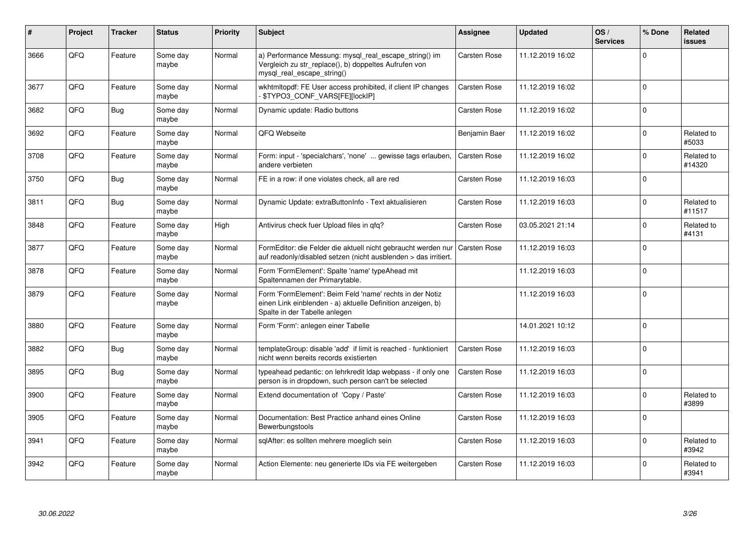| # | Project | Tracker | Status | Priority | Subject | Assignee | Updated | OS / Services | % Done | Related issues |
|---|---|---|---|---|---|---|---|---|---|---|
| 3666 | QFQ | Feature | Some day maybe | Normal | a) Performance Messung: mysql_real_escape_string() im Vergleich zu str_replace(), b) doppeltes Aufrufen von mysql_real_escape_string() | Carsten Rose | 11.12.2019 16:02 | | 0 | |
| 3677 | QFQ | Feature | Some day maybe | Normal | wkhtmltopdf: FE User access prohibited, if client IP changes - $TYPO3_CONF_VARS[FE][lockIP] | Carsten Rose | 11.12.2019 16:02 | | 0 | |
| 3682 | QFQ | Bug | Some day maybe | Normal | Dynamic update: Radio buttons | Carsten Rose | 11.12.2019 16:02 | | 0 | |
| 3692 | QFQ | Feature | Some day maybe | Normal | QFQ Webseite | Benjamin Baer | 11.12.2019 16:02 | | 0 | Related to #5033 |
| 3708 | QFQ | Feature | Some day maybe | Normal | Form: input - 'specialchars', 'none' ... gewisse tags erlauben, andere verbieten | Carsten Rose | 11.12.2019 16:02 | | 0 | Related to #14320 |
| 3750 | QFQ | Bug | Some day maybe | Normal | FE in a row: if one violates check, all are red | Carsten Rose | 11.12.2019 16:03 | | 0 | |
| 3811 | QFQ | Bug | Some day maybe | Normal | Dynamic Update: extraButtonInfo - Text aktualisieren | Carsten Rose | 11.12.2019 16:03 | | 0 | Related to #11517 |
| 3848 | QFQ | Feature | Some day maybe | High | Antivirus check fuer Upload files in qfq? | Carsten Rose | 03.05.2021 21:14 | | 0 | Related to #4131 |
| 3877 | QFQ | Feature | Some day maybe | Normal | FormEditor: die Felder die aktuell nicht gebraucht werden nur auf readonly/disabled setzen (nicht ausblenden > das irritiert. | Carsten Rose | 11.12.2019 16:03 | | 0 | |
| 3878 | QFQ | Feature | Some day maybe | Normal | Form 'FormElement': Spalte 'name' typeAhead mit Spaltennamen der Primarytable. | | 11.12.2019 16:03 | | 0 | |
| 3879 | QFQ | Feature | Some day maybe | Normal | Form 'FormElement': Beim Feld 'name' rechts in der Notiz einen Link einblenden - a) aktuelle Definition anzeigen, b) Spalte in der Tabelle anlegen | | 11.12.2019 16:03 | | 0 | |
| 3880 | QFQ | Feature | Some day maybe | Normal | Form 'Form': anlegen einer Tabelle | | 14.01.2021 10:12 | | 0 | |
| 3882 | QFQ | Bug | Some day maybe | Normal | templateGroup: disable 'add' if limit is reached - funktioniert nicht wenn bereits records existierten | Carsten Rose | 11.12.2019 16:03 | | 0 | |
| 3895 | QFQ | Bug | Some day maybe | Normal | typeahead pedantic: on lehrkredit ldap webpass - if only one person is in dropdown, such person can't be selected | Carsten Rose | 11.12.2019 16:03 | | 0 | |
| 3900 | QFQ | Feature | Some day maybe | Normal | Extend documentation of 'Copy / Paste' | Carsten Rose | 11.12.2019 16:03 | | 0 | Related to #3899 |
| 3905 | QFQ | Feature | Some day maybe | Normal | Documentation: Best Practice anhand eines Online Bewerbungstools | Carsten Rose | 11.12.2019 16:03 | | 0 | |
| 3941 | QFQ | Feature | Some day maybe | Normal | sqlAfter: es sollten mehrere moeglich sein | Carsten Rose | 11.12.2019 16:03 | | 0 | Related to #3942 |
| 3942 | QFQ | Feature | Some day maybe | Normal | Action Elemente: neu generierte IDs via FE weitergeben | Carsten Rose | 11.12.2019 16:03 | | 0 | Related to #3941 |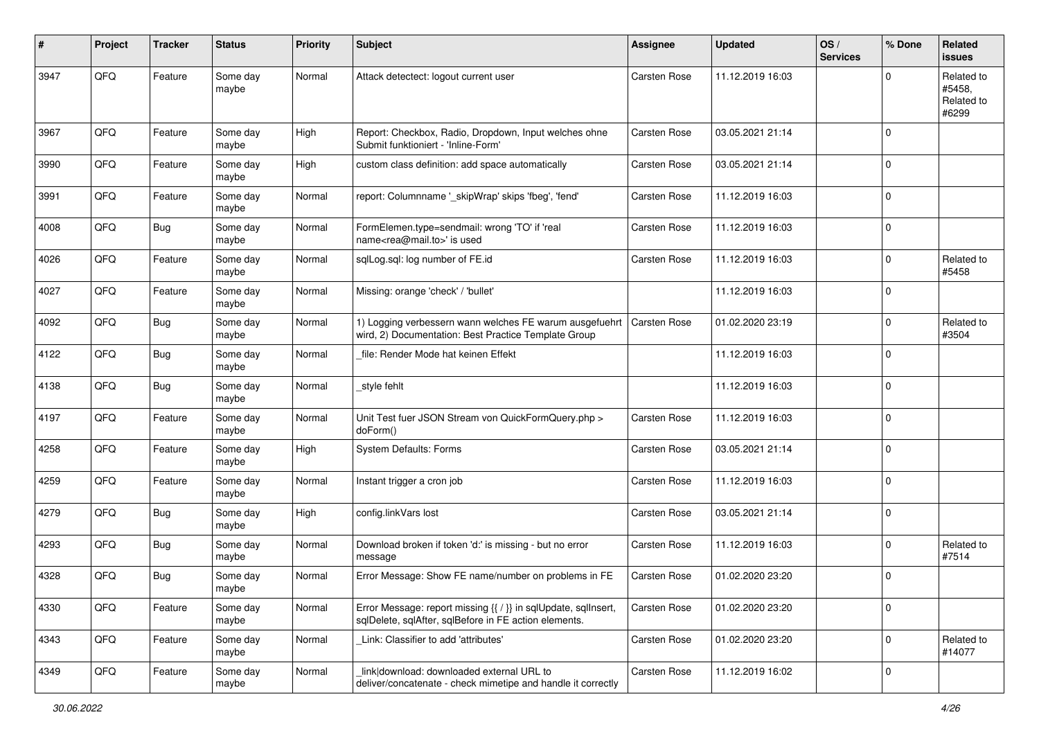| # | Project | Tracker | Status | Priority | Subject | Assignee | Updated | OS / Services | % Done | Related issues |
|---|---|---|---|---|---|---|---|---|---|---|
| 3947 | QFQ | Feature | Some day maybe | Normal | Attack detectect: logout current user | Carsten Rose | 11.12.2019 16:03 | | 0 | Related to #5458, Related to #6299 |
| 3967 | QFQ | Feature | Some day maybe | High | Report: Checkbox, Radio, Dropdown, Input welches ohne Submit funktioniert - 'Inline-Form' | Carsten Rose | 03.05.2021 21:14 | | 0 | |
| 3990 | QFQ | Feature | Some day maybe | High | custom class definition: add space automatically | Carsten Rose | 03.05.2021 21:14 | | 0 | |
| 3991 | QFQ | Feature | Some day maybe | Normal | report: Columnname '_skipWrap' skips 'fbeg', 'fend' | Carsten Rose | 11.12.2019 16:03 | | 0 | |
| 4008 | QFQ | Bug | Some day maybe | Normal | FormElemen.type=sendmail: wrong 'TO' if 'real name<rea@mail.to>' is used | Carsten Rose | 11.12.2019 16:03 | | 0 | |
| 4026 | QFQ | Feature | Some day maybe | Normal | sqlLog.sql: log number of FE.id | Carsten Rose | 11.12.2019 16:03 | | 0 | Related to #5458 |
| 4027 | QFQ | Feature | Some day maybe | Normal | Missing: orange 'check' / 'bullet' | | 11.12.2019 16:03 | | 0 | |
| 4092 | QFQ | Bug | Some day maybe | Normal | 1) Logging verbessern wann welches FE warum ausgefuehrt wird, 2) Documentation: Best Practice Template Group | Carsten Rose | 01.02.2020 23:19 | | 0 | Related to #3504 |
| 4122 | QFQ | Bug | Some day maybe | Normal | _file: Render Mode hat keinen Effekt | | 11.12.2019 16:03 | | 0 | |
| 4138 | QFQ | Bug | Some day maybe | Normal | _style fehlt | | 11.12.2019 16:03 | | 0 | |
| 4197 | QFQ | Feature | Some day maybe | Normal | Unit Test fuer JSON Stream von QuickFormQuery.php > doForm() | Carsten Rose | 11.12.2019 16:03 | | 0 | |
| 4258 | QFQ | Feature | Some day maybe | High | System Defaults: Forms | Carsten Rose | 03.05.2021 21:14 | | 0 | |
| 4259 | QFQ | Feature | Some day maybe | Normal | Instant trigger a cron job | Carsten Rose | 11.12.2019 16:03 | | 0 | |
| 4279 | QFQ | Bug | Some day maybe | High | config.linkVars lost | Carsten Rose | 03.05.2021 21:14 | | 0 | |
| 4293 | QFQ | Bug | Some day maybe | Normal | Download broken if token 'd:' is missing - but no error message | Carsten Rose | 11.12.2019 16:03 | | 0 | Related to #7514 |
| 4328 | QFQ | Bug | Some day maybe | Normal | Error Message: Show FE name/number on problems in FE | Carsten Rose | 01.02.2020 23:20 | | 0 | |
| 4330 | QFQ | Feature | Some day maybe | Normal | Error Message: report missing {{ / }} in sqlUpdate, sqlInsert, sqlDelete, sqlAfter, sqlBefore in FE action elements. | Carsten Rose | 01.02.2020 23:20 | | 0 | |
| 4343 | QFQ | Feature | Some day maybe | Normal | _Link: Classifier to add 'attributes' | Carsten Rose | 01.02.2020 23:20 | | 0 | Related to #14077 |
| 4349 | QFQ | Feature | Some day maybe | Normal | _link\|download: downloaded external URL to deliver/concatenate - check mimetipe and handle it correctly | Carsten Rose | 11.12.2019 16:02 | | 0 | |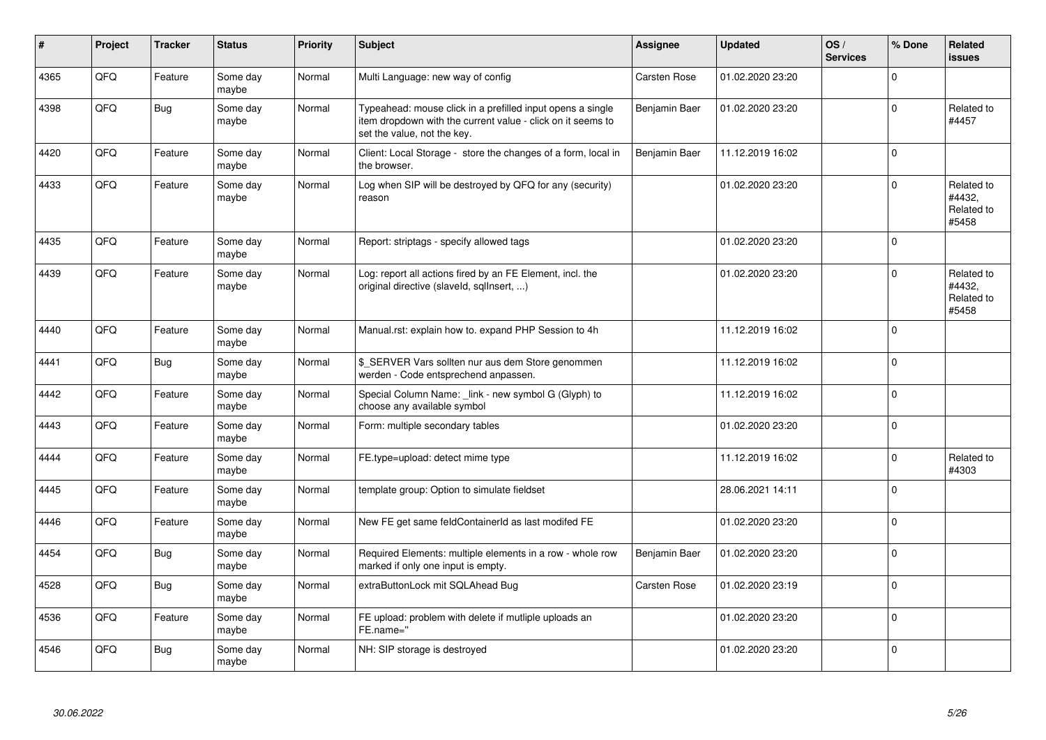| # | Project | Tracker | Status | Priority | Subject | Assignee | Updated | OS / Services | % Done | Related issues |
|---|---|---|---|---|---|---|---|---|---|---|
| 4365 | QFQ | Feature | Some day maybe | Normal | Multi Language: new way of config | Carsten Rose | 01.02.2020 23:20 | | 0 | |
| 4398 | QFQ | Bug | Some day maybe | Normal | Typeahead: mouse click in a prefilled input opens a single item dropdown with the current value - click on it seems to set the value, not the key. | Benjamin Baer | 01.02.2020 23:20 | | 0 | Related to #4457 |
| 4420 | QFQ | Feature | Some day maybe | Normal | Client: Local Storage - store the changes of a form, local in the browser. | Benjamin Baer | 11.12.2019 16:02 | | 0 | |
| 4433 | QFQ | Feature | Some day maybe | Normal | Log when SIP will be destroyed by QFQ for any (security) reason | | 01.02.2020 23:20 | | 0 | Related to #4432, Related to #5458 |
| 4435 | QFQ | Feature | Some day maybe | Normal | Report: striptags - specify allowed tags | | 01.02.2020 23:20 | | 0 | |
| 4439 | QFQ | Feature | Some day maybe | Normal | Log: report all actions fired by an FE Element, incl. the original directive (slaveId, sqlInsert, ...) | | 01.02.2020 23:20 | | 0 | Related to #4432, Related to #5458 |
| 4440 | QFQ | Feature | Some day maybe | Normal | Manual.rst: explain how to. expand PHP Session to 4h | | 11.12.2019 16:02 | | 0 | |
| 4441 | QFQ | Bug | Some day maybe | Normal | $_SERVER Vars sollten nur aus dem Store genommen werden - Code entsprechend anpassen. | | 11.12.2019 16:02 | | 0 | |
| 4442 | QFQ | Feature | Some day maybe | Normal | Special Column Name: _link - new symbol G (Glyph) to choose any available symbol | | 11.12.2019 16:02 | | 0 | |
| 4443 | QFQ | Feature | Some day maybe | Normal | Form: multiple secondary tables | | 01.02.2020 23:20 | | 0 | |
| 4444 | QFQ | Feature | Some day maybe | Normal | FE.type=upload: detect mime type | | 11.12.2019 16:02 | | 0 | Related to #4303 |
| 4445 | QFQ | Feature | Some day maybe | Normal | template group: Option to simulate fieldset | | 28.06.2021 14:11 | | 0 | |
| 4446 | QFQ | Feature | Some day maybe | Normal | New FE get same feldContainerId as last modifed FE | | 01.02.2020 23:20 | | 0 | |
| 4454 | QFQ | Bug | Some day maybe | Normal | Required Elements: multiple elements in a row - whole row marked if only one input is empty. | Benjamin Baer | 01.02.2020 23:20 | | 0 | |
| 4528 | QFQ | Bug | Some day maybe | Normal | extraButtonLock mit SQLAhead Bug | Carsten Rose | 01.02.2020 23:19 | | 0 | |
| 4536 | QFQ | Feature | Some day maybe | Normal | FE upload: problem with delete if mutliple uploads an FE.name=" | | 01.02.2020 23:20 | | 0 | |
| 4546 | QFQ | Bug | Some day maybe | Normal | NH: SIP storage is destroyed | | 01.02.2020 23:20 | | 0 | |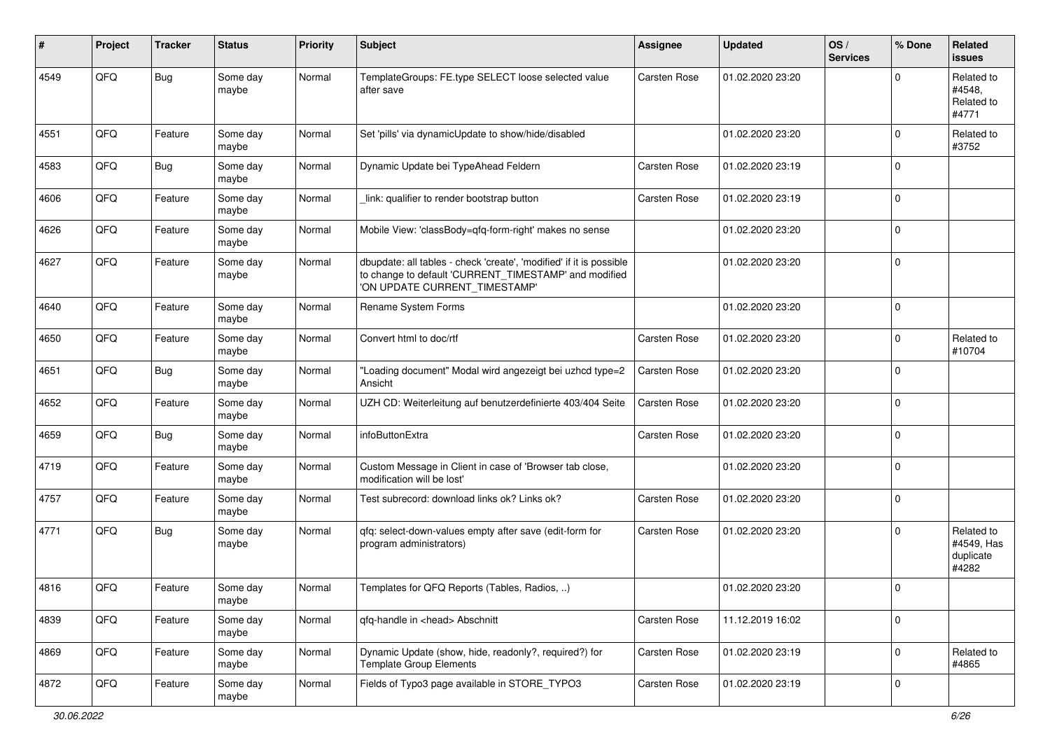| # | Project | Tracker | Status | Priority | Subject | Assignee | Updated | OS / Services | % Done | Related issues |
|---|---|---|---|---|---|---|---|---|---|---|
| 4549 | QFQ | Bug | Some day maybe | Normal | TemplateGroups: FE.type SELECT loose selected value after save | Carsten Rose | 01.02.2020 23:20 | | 0 | Related to #4548, Related to #4771 |
| 4551 | QFQ | Feature | Some day maybe | Normal | Set 'pills' via dynamicUpdate to show/hide/disabled | | 01.02.2020 23:20 | | 0 | Related to #3752 |
| 4583 | QFQ | Bug | Some day maybe | Normal | Dynamic Update bei TypeAhead Feldern | Carsten Rose | 01.02.2020 23:19 | | 0 | |
| 4606 | QFQ | Feature | Some day maybe | Normal | _link: qualifier to render bootstrap button | Carsten Rose | 01.02.2020 23:19 | | 0 | |
| 4626 | QFQ | Feature | Some day maybe | Normal | Mobile View: 'classBody=qfq-form-right' makes no sense | | 01.02.2020 23:20 | | 0 | |
| 4627 | QFQ | Feature | Some day maybe | Normal | dbupdate: all tables - check 'create', 'modified' if it is possible to change to default 'CURRENT_TIMESTAMP' and modified 'ON UPDATE CURRENT_TIMESTAMP' | | 01.02.2020 23:20 | | 0 | |
| 4640 | QFQ | Feature | Some day maybe | Normal | Rename System Forms | | 01.02.2020 23:20 | | 0 | |
| 4650 | QFQ | Feature | Some day maybe | Normal | Convert html to doc/rtf | Carsten Rose | 01.02.2020 23:20 | | 0 | Related to #10704 |
| 4651 | QFQ | Bug | Some day maybe | Normal | "Loading document" Modal wird angezeigt bei uzhcd type=2 Ansicht | Carsten Rose | 01.02.2020 23:20 | | 0 | |
| 4652 | QFQ | Feature | Some day maybe | Normal | UZH CD: Weiterleitung auf benutzerdefinierte 403/404 Seite | Carsten Rose | 01.02.2020 23:20 | | 0 | |
| 4659 | QFQ | Bug | Some day maybe | Normal | infoButtonExtra | Carsten Rose | 01.02.2020 23:20 | | 0 | |
| 4719 | QFQ | Feature | Some day maybe | Normal | Custom Message in Client in case of 'Browser tab close, modification will be lost' | | 01.02.2020 23:20 | | 0 | |
| 4757 | QFQ | Feature | Some day maybe | Normal | Test subrecord: download links ok? Links ok? | Carsten Rose | 01.02.2020 23:20 | | 0 | |
| 4771 | QFQ | Bug | Some day maybe | Normal | qfq: select-down-values empty after save (edit-form for program administrators) | Carsten Rose | 01.02.2020 23:20 | | 0 | Related to #4549, Has duplicate #4282 |
| 4816 | QFQ | Feature | Some day maybe | Normal | Templates for QFQ Reports (Tables, Radios, ..) | | 01.02.2020 23:20 | | 0 | |
| 4839 | QFQ | Feature | Some day maybe | Normal | qfq-handle in <head> Abschnitt | Carsten Rose | 11.12.2019 16:02 | | 0 | |
| 4869 | QFQ | Feature | Some day maybe | Normal | Dynamic Update (show, hide, readonly?, required?) for Template Group Elements | Carsten Rose | 01.02.2020 23:19 | | 0 | Related to #4865 |
| 4872 | QFQ | Feature | Some day maybe | Normal | Fields of Typo3 page available in STORE_TYPO3 | Carsten Rose | 01.02.2020 23:19 | | 0 | |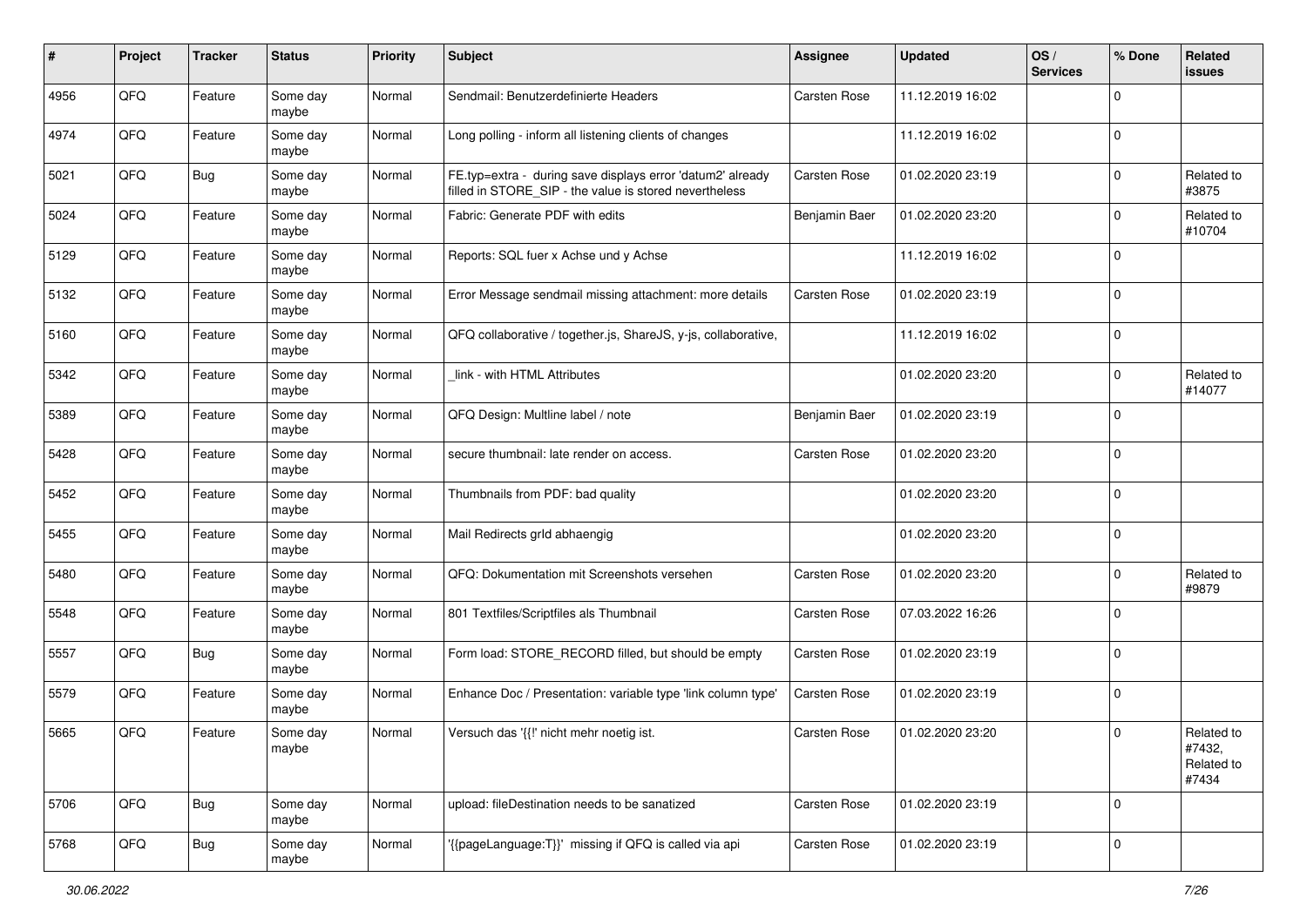| # | Project | Tracker | Status | Priority | Subject | Assignee | Updated | OS / Services | % Done | Related issues |
|---|---|---|---|---|---|---|---|---|---|---|
| 4956 | QFQ | Feature | Some day maybe | Normal | Sendmail: Benutzerdefinierte Headers | Carsten Rose | 11.12.2019 16:02 | | 0 | |
| 4974 | QFQ | Feature | Some day maybe | Normal | Long polling - inform all listening clients of changes | | 11.12.2019 16:02 | | 0 | |
| 5021 | QFQ | Bug | Some day maybe | Normal | FE.typ=extra - during save displays error 'datum2' already filled in STORE_SIP - the value is stored nevertheless | Carsten Rose | 01.02.2020 23:19 | | 0 | Related to #3875 |
| 5024 | QFQ | Feature | Some day maybe | Normal | Fabric: Generate PDF with edits | Benjamin Baer | 01.02.2020 23:20 | | 0 | Related to #10704 |
| 5129 | QFQ | Feature | Some day maybe | Normal | Reports: SQL fuer x Achse und y Achse | | 11.12.2019 16:02 | | 0 | |
| 5132 | QFQ | Feature | Some day maybe | Normal | Error Message sendmail missing attachment: more details | Carsten Rose | 01.02.2020 23:19 | | 0 | |
| 5160 | QFQ | Feature | Some day maybe | Normal | QFQ collaborative / together.js, ShareJS, y-js, collaborative, | | 11.12.2019 16:02 | | 0 | |
| 5342 | QFQ | Feature | Some day maybe | Normal | _link - with HTML Attributes | | 01.02.2020 23:20 | | 0 | Related to #14077 |
| 5389 | QFQ | Feature | Some day maybe | Normal | QFQ Design: Multline label / note | Benjamin Baer | 01.02.2020 23:19 | | 0 | |
| 5428 | QFQ | Feature | Some day maybe | Normal | secure thumbnail: late render on access. | Carsten Rose | 01.02.2020 23:20 | | 0 | |
| 5452 | QFQ | Feature | Some day maybe | Normal | Thumbnails from PDF: bad quality | | 01.02.2020 23:20 | | 0 | |
| 5455 | QFQ | Feature | Some day maybe | Normal | Mail Redirects grId abhaengig | | 01.02.2020 23:20 | | 0 | |
| 5480 | QFQ | Feature | Some day maybe | Normal | QFQ: Dokumentation mit Screenshots versehen | Carsten Rose | 01.02.2020 23:20 | | 0 | Related to #9879 |
| 5548 | QFQ | Feature | Some day maybe | Normal | 801 Textfiles/Scriptfiles als Thumbnail | Carsten Rose | 07.03.2022 16:26 | | 0 | |
| 5557 | QFQ | Bug | Some day maybe | Normal | Form load: STORE_RECORD filled, but should be empty | Carsten Rose | 01.02.2020 23:19 | | 0 | |
| 5579 | QFQ | Feature | Some day maybe | Normal | Enhance Doc / Presentation: variable type 'link column type' | Carsten Rose | 01.02.2020 23:19 | | 0 | |
| 5665 | QFQ | Feature | Some day maybe | Normal | Versuch das '{{!' nicht mehr noetig ist. | Carsten Rose | 01.02.2020 23:20 | | 0 | Related to #7432, Related to #7434 |
| 5706 | QFQ | Bug | Some day maybe | Normal | upload: fileDestination needs to be sanatized | Carsten Rose | 01.02.2020 23:19 | | 0 | |
| 5768 | QFQ | Bug | Some day maybe | Normal | '{{pageLanguage:T}}' missing if QFQ is called via api | Carsten Rose | 01.02.2020 23:19 | | 0 | |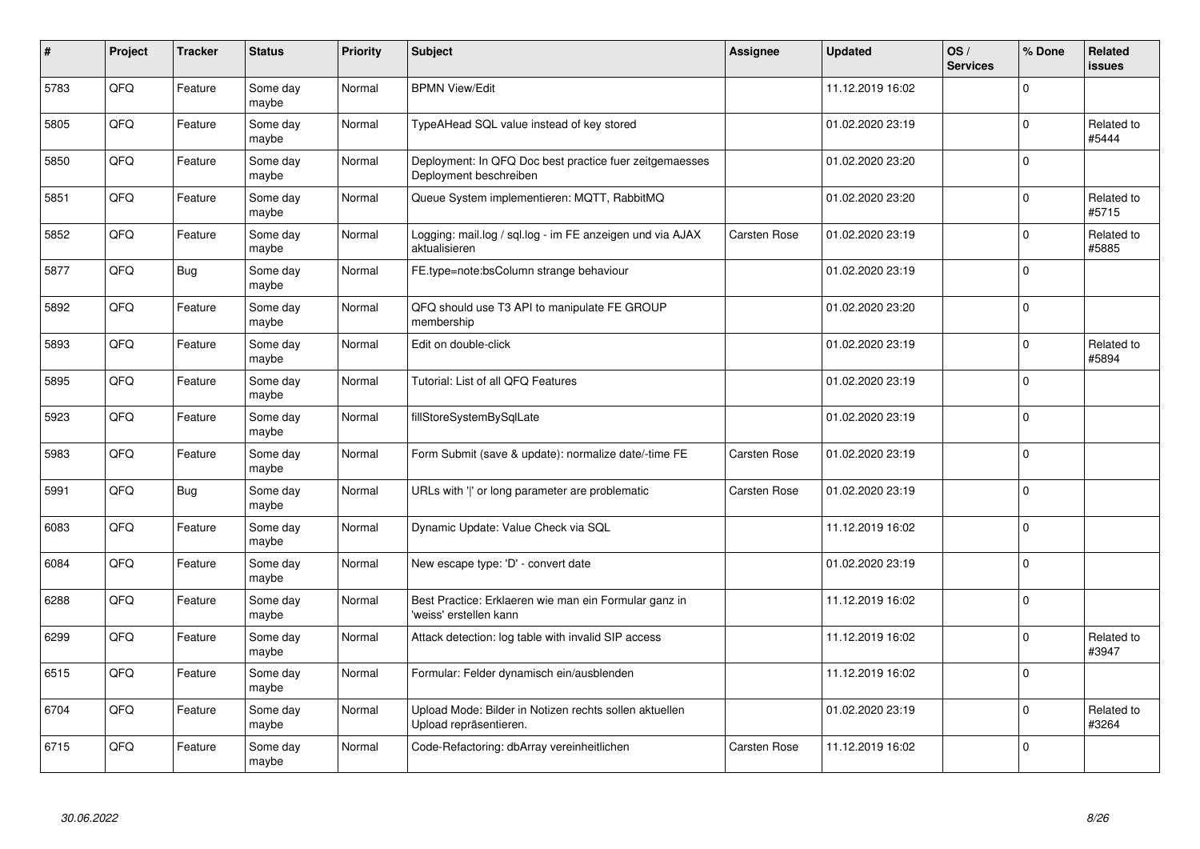| # | Project | Tracker | Status | Priority | Subject | Assignee | Updated | OS / Services | % Done | Related issues |
|---|---|---|---|---|---|---|---|---|---|---|
| 5783 | QFQ | Feature | Some day maybe | Normal | BPMN View/Edit | | 11.12.2019 16:02 | | 0 | |
| 5805 | QFQ | Feature | Some day maybe | Normal | TypeAHead SQL value instead of key stored | | 01.02.2020 23:19 | | 0 | Related to #5444 |
| 5850 | QFQ | Feature | Some day maybe | Normal | Deployment: In QFQ Doc best practice fuer zeitgemaesses Deployment beschreiben | | 01.02.2020 23:20 | | 0 | |
| 5851 | QFQ | Feature | Some day maybe | Normal | Queue System implementieren: MQTT, RabbitMQ | | 01.02.2020 23:20 | | 0 | Related to #5715 |
| 5852 | QFQ | Feature | Some day maybe | Normal | Logging: mail.log / sql.log - im FE anzeigen und via AJAX aktualisieren | Carsten Rose | 01.02.2020 23:19 | | 0 | Related to #5885 |
| 5877 | QFQ | Bug | Some day maybe | Normal | FE.type=note:bsColumn strange behaviour | | 01.02.2020 23:19 | | 0 | |
| 5892 | QFQ | Feature | Some day maybe | Normal | QFQ should use T3 API to manipulate FE GROUP membership | | 01.02.2020 23:20 | | 0 | |
| 5893 | QFQ | Feature | Some day maybe | Normal | Edit on double-click | | 01.02.2020 23:19 | | 0 | Related to #5894 |
| 5895 | QFQ | Feature | Some day maybe | Normal | Tutorial: List of all QFQ Features | | 01.02.2020 23:19 | | 0 | |
| 5923 | QFQ | Feature | Some day maybe | Normal | fillStoreSystemBySqlLate | | 01.02.2020 23:19 | | 0 | |
| 5983 | QFQ | Feature | Some day maybe | Normal | Form Submit (save & update): normalize date/-time FE | Carsten Rose | 01.02.2020 23:19 | | 0 | |
| 5991 | QFQ | Bug | Some day maybe | Normal | URLs with '\|' or long parameter are problematic | Carsten Rose | 01.02.2020 23:19 | | 0 | |
| 6083 | QFQ | Feature | Some day maybe | Normal | Dynamic Update: Value Check via SQL | | 11.12.2019 16:02 | | 0 | |
| 6084 | QFQ | Feature | Some day maybe | Normal | New escape type: 'D' - convert date | | 01.02.2020 23:19 | | 0 | |
| 6288 | QFQ | Feature | Some day maybe | Normal | Best Practice: Erklaeren wie man ein Formular ganz in 'weiss' erstellen kann | | 11.12.2019 16:02 | | 0 | |
| 6299 | QFQ | Feature | Some day maybe | Normal | Attack detection: log table with invalid SIP access | | 11.12.2019 16:02 | | 0 | Related to #3947 |
| 6515 | QFQ | Feature | Some day maybe | Normal | Formular: Felder dynamisch ein/ausblenden | | 11.12.2019 16:02 | | 0 | |
| 6704 | QFQ | Feature | Some day maybe | Normal | Upload Mode: Bilder in Notizen rechts sollen aktuellen Upload repräsentieren. | | 01.02.2020 23:19 | | 0 | Related to #3264 |
| 6715 | QFQ | Feature | Some day maybe | Normal | Code-Refactoring: dbArray vereinheitlichen | Carsten Rose | 11.12.2019 16:02 | | 0 | |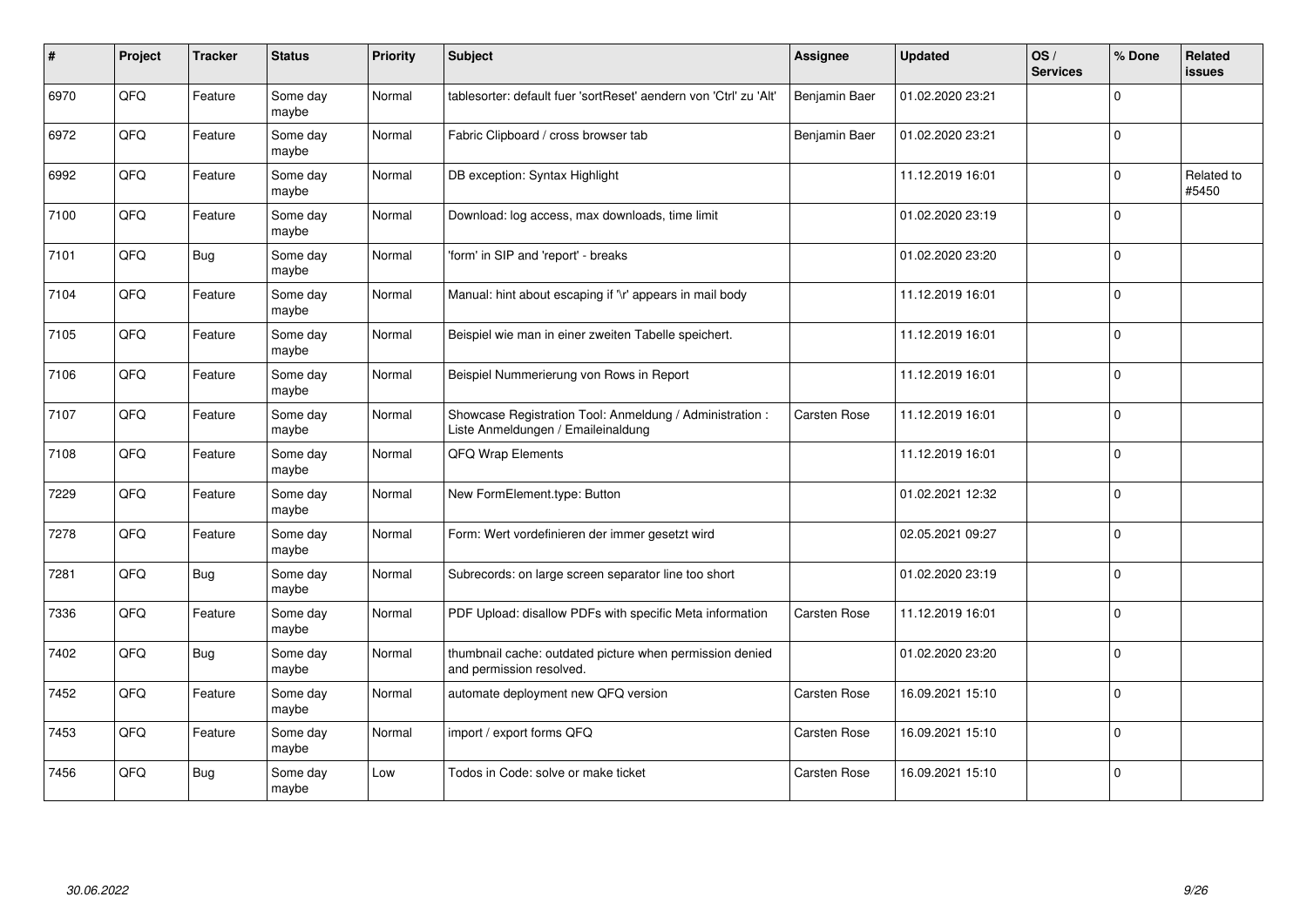| # | Project | Tracker | Status | Priority | Subject | Assignee | Updated | OS / Services | % Done | Related issues |
|---|---|---|---|---|---|---|---|---|---|---|
| 6970 | QFQ | Feature | Some day maybe | Normal | tablesorter: default fuer 'sortReset' aendern von 'Ctrl' zu 'Alt' | Benjamin Baer | 01.02.2020 23:21 | | 0 | |
| 6972 | QFQ | Feature | Some day maybe | Normal | Fabric Clipboard / cross browser tab | Benjamin Baer | 01.02.2020 23:21 | | 0 | |
| 6992 | QFQ | Feature | Some day maybe | Normal | DB exception: Syntax Highlight | | 11.12.2019 16:01 | | 0 | Related to #5450 |
| 7100 | QFQ | Feature | Some day maybe | Normal | Download: log access, max downloads, time limit | | 01.02.2020 23:19 | | 0 | |
| 7101 | QFQ | Bug | Some day maybe | Normal | 'form' in SIP and 'report' - breaks | | 01.02.2020 23:20 | | 0 | |
| 7104 | QFQ | Feature | Some day maybe | Normal | Manual: hint about escaping if '\r' appears in mail body | | 11.12.2019 16:01 | | 0 | |
| 7105 | QFQ | Feature | Some day maybe | Normal | Beispiel wie man in einer zweiten Tabelle speichert. | | 11.12.2019 16:01 | | 0 | |
| 7106 | QFQ | Feature | Some day maybe | Normal | Beispiel Nummerierung von Rows in Report | | 11.12.2019 16:01 | | 0 | |
| 7107 | QFQ | Feature | Some day maybe | Normal | Showcase Registration Tool: Anmeldung / Administration : Liste Anmeldungen / Emaileinaldung | Carsten Rose | 11.12.2019 16:01 | | 0 | |
| 7108 | QFQ | Feature | Some day maybe | Normal | QFQ Wrap Elements | | 11.12.2019 16:01 | | 0 | |
| 7229 | QFQ | Feature | Some day maybe | Normal | New FormElement.type: Button | | 01.02.2021 12:32 | | 0 | |
| 7278 | QFQ | Feature | Some day maybe | Normal | Form: Wert vordefinieren der immer gesetzt wird | | 02.05.2021 09:27 | | 0 | |
| 7281 | QFQ | Bug | Some day maybe | Normal | Subrecords: on large screen separator line too short | | 01.02.2020 23:19 | | 0 | |
| 7336 | QFQ | Feature | Some day maybe | Normal | PDF Upload: disallow PDFs with specific Meta information | Carsten Rose | 11.12.2019 16:01 | | 0 | |
| 7402 | QFQ | Bug | Some day maybe | Normal | thumbnail cache: outdated picture when permission denied and permission resolved. | | 01.02.2020 23:20 | | 0 | |
| 7452 | QFQ | Feature | Some day maybe | Normal | automate deployment new QFQ version | Carsten Rose | 16.09.2021 15:10 | | 0 | |
| 7453 | QFQ | Feature | Some day maybe | Normal | import / export forms QFQ | Carsten Rose | 16.09.2021 15:10 | | 0 | |
| 7456 | QFQ | Bug | Some day maybe | Low | Todos in Code: solve or make ticket | Carsten Rose | 16.09.2021 15:10 | | 0 | |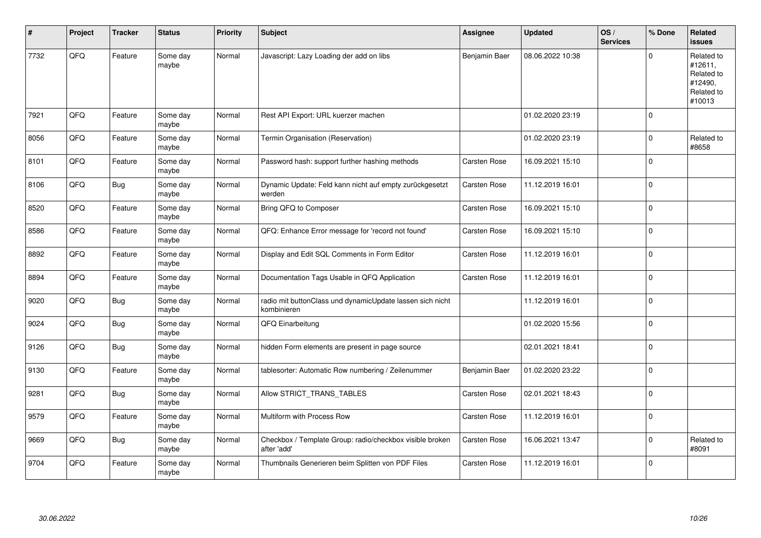| # | Project | Tracker | Status | Priority | Subject | Assignee | Updated | OS / Services | % Done | Related issues |
|---|---|---|---|---|---|---|---|---|---|---|
| 7732 | QFQ | Feature | Some day maybe | Normal | Javascript: Lazy Loading der add on libs | Benjamin Baer | 08.06.2022 10:38 | | 0 | Related to #12611, Related to #12490, Related to #10013 |
| 7921 | QFQ | Feature | Some day maybe | Normal | Rest API Export: URL kuerzer machen | | 01.02.2020 23:19 | | 0 | |
| 8056 | QFQ | Feature | Some day maybe | Normal | Termin Organisation (Reservation) | | 01.02.2020 23:19 | | 0 | Related to #8658 |
| 8101 | QFQ | Feature | Some day maybe | Normal | Password hash: support further hashing methods | Carsten Rose | 16.09.2021 15:10 | | 0 | |
| 8106 | QFQ | Bug | Some day maybe | Normal | Dynamic Update: Feld kann nicht auf empty zurückgesetzt werden | Carsten Rose | 11.12.2019 16:01 | | 0 | |
| 8520 | QFQ | Feature | Some day maybe | Normal | Bring QFQ to Composer | Carsten Rose | 16.09.2021 15:10 | | 0 | |
| 8586 | QFQ | Feature | Some day maybe | Normal | QFQ: Enhance Error message for 'record not found' | Carsten Rose | 16.09.2021 15:10 | | 0 | |
| 8892 | QFQ | Feature | Some day maybe | Normal | Display and Edit SQL Comments in Form Editor | Carsten Rose | 11.12.2019 16:01 | | 0 | |
| 8894 | QFQ | Feature | Some day maybe | Normal | Documentation Tags Usable in QFQ Application | Carsten Rose | 11.12.2019 16:01 | | 0 | |
| 9020 | QFQ | Bug | Some day maybe | Normal | radio mit buttonClass und dynamicUpdate lassen sich nicht kombinieren | | 11.12.2019 16:01 | | 0 | |
| 9024 | QFQ | Bug | Some day maybe | Normal | QFQ Einarbeitung | | 01.02.2020 15:56 | | 0 | |
| 9126 | QFQ | Bug | Some day maybe | Normal | hidden Form elements are present in page source | | 02.01.2021 18:41 | | 0 | |
| 9130 | QFQ | Feature | Some day maybe | Normal | tablesorter: Automatic Row numbering / Zeilenummer | Benjamin Baer | 01.02.2020 23:22 | | 0 | |
| 9281 | QFQ | Bug | Some day maybe | Normal | Allow STRICT_TRANS_TABLES | Carsten Rose | 02.01.2021 18:43 | | 0 | |
| 9579 | QFQ | Feature | Some day maybe | Normal | Multiform with Process Row | Carsten Rose | 11.12.2019 16:01 | | 0 | |
| 9669 | QFQ | Bug | Some day maybe | Normal | Checkbox / Template Group: radio/checkbox visible broken after 'add' | Carsten Rose | 16.06.2021 13:47 | | 0 | Related to #8091 |
| 9704 | QFQ | Feature | Some day maybe | Normal | Thumbnails Generieren beim Splitten von PDF Files | Carsten Rose | 11.12.2019 16:01 | | 0 | |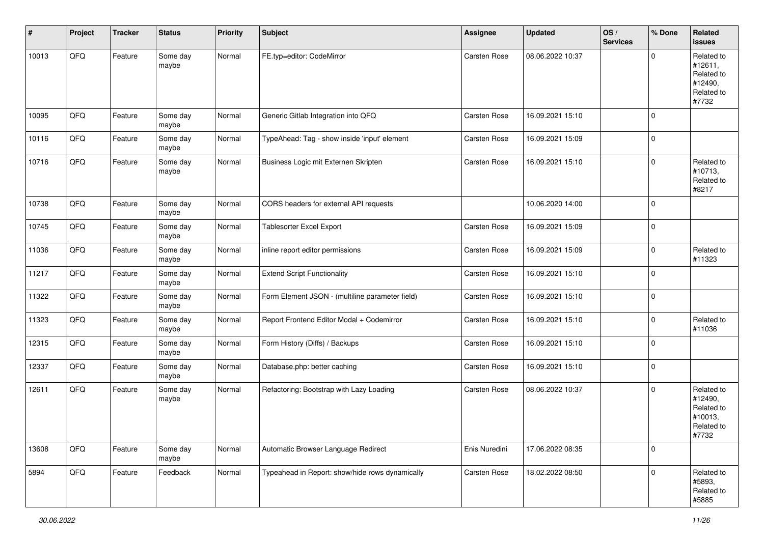| # | Project | Tracker | Status | Priority | Subject | Assignee | Updated | OS / Services | % Done | Related issues |
|---|---|---|---|---|---|---|---|---|---|---|
| 10013 | QFQ | Feature | Some day maybe | Normal | FE.typ=editor: CodeMirror | Carsten Rose | 08.06.2022 10:37 | | 0 | Related to #12611, Related to #12490, Related to #7732 |
| 10095 | QFQ | Feature | Some day maybe | Normal | Generic Gitlab Integration into QFQ | Carsten Rose | 16.09.2021 15:10 | | 0 | |
| 10116 | QFQ | Feature | Some day maybe | Normal | TypeAhead: Tag - show inside 'input' element | Carsten Rose | 16.09.2021 15:09 | | 0 | |
| 10716 | QFQ | Feature | Some day maybe | Normal | Business Logic mit Externen Skripten | Carsten Rose | 16.09.2021 15:10 | | 0 | Related to #10713, Related to #8217 |
| 10738 | QFQ | Feature | Some day maybe | Normal | CORS headers for external API requests | | 10.06.2020 14:00 | | 0 | |
| 10745 | QFQ | Feature | Some day maybe | Normal | Tablesorter Excel Export | Carsten Rose | 16.09.2021 15:09 | | 0 | |
| 11036 | QFQ | Feature | Some day maybe | Normal | inline report editor permissions | Carsten Rose | 16.09.2021 15:09 | | 0 | Related to #11323 |
| 11217 | QFQ | Feature | Some day maybe | Normal | Extend Script Functionality | Carsten Rose | 16.09.2021 15:10 | | 0 | |
| 11322 | QFQ | Feature | Some day maybe | Normal | Form Element JSON - (multiline parameter field) | Carsten Rose | 16.09.2021 15:10 | | 0 | |
| 11323 | QFQ | Feature | Some day maybe | Normal | Report Frontend Editor Modal + Codemirror | Carsten Rose | 16.09.2021 15:10 | | 0 | Related to #11036 |
| 12315 | QFQ | Feature | Some day maybe | Normal | Form History (Diffs) / Backups | Carsten Rose | 16.09.2021 15:10 | | 0 | |
| 12337 | QFQ | Feature | Some day maybe | Normal | Database.php: better caching | Carsten Rose | 16.09.2021 15:10 | | 0 | |
| 12611 | QFQ | Feature | Some day maybe | Normal | Refactoring: Bootstrap with Lazy Loading | Carsten Rose | 08.06.2022 10:37 | | 0 | Related to #12490, Related to #10013, Related to #7732 |
| 13608 | QFQ | Feature | Some day maybe | Normal | Automatic Browser Language Redirect | Enis Nuredini | 17.06.2022 08:35 | | 0 | |
| 5894 | QFQ | Feature | Feedback | Normal | Typeahead in Report: show/hide rows dynamically | Carsten Rose | 18.02.2022 08:50 | | 0 | Related to #5893, Related to #5885 |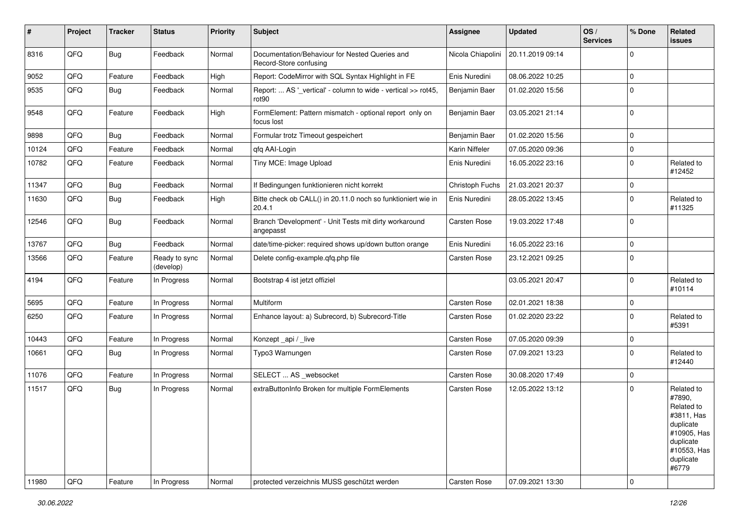| # | Project | Tracker | Status | Priority | Subject | Assignee | Updated | OS / Services | % Done | Related issues |
|---|---|---|---|---|---|---|---|---|---|---|
| 8316 | QFQ | Bug | Feedback | Normal | Documentation/Behaviour for Nested Queries and Record-Store confusing | Nicola Chiapolini | 20.11.2019 09:14 | | 0 | |
| 9052 | QFQ | Feature | Feedback | High | Report: CodeMirror with SQL Syntax Highlight in FE | Enis Nuredini | 08.06.2022 10:25 | | 0 | |
| 9535 | QFQ | Bug | Feedback | Normal | Report: ... AS '_vertical' - column to wide - vertical >> rot45, rot90 | Benjamin Baer | 01.02.2020 15:56 | | 0 | |
| 9548 | QFQ | Feature | Feedback | High | FormElement: Pattern mismatch - optional report only on focus lost | Benjamin Baer | 03.05.2021 21:14 | | 0 | |
| 9898 | QFQ | Bug | Feedback | Normal | Formular trotz Timeout gespeichert | Benjamin Baer | 01.02.2020 15:56 | | 0 | |
| 10124 | QFQ | Feature | Feedback | Normal | qfq AAI-Login | Karin Niffeler | 07.05.2020 09:36 | | 0 | |
| 10782 | QFQ | Feature | Feedback | Normal | Tiny MCE: Image Upload | Enis Nuredini | 16.05.2022 23:16 | | 0 | Related to #12452 |
| 11347 | QFQ | Bug | Feedback | Normal | If Bedingungen funktionieren nicht korrekt | Christoph Fuchs | 21.03.2021 20:37 | | 0 | |
| 11630 | QFQ | Bug | Feedback | High | Bitte check ob CALL() in 20.11.0 noch so funktioniert wie in 20.4.1 | Enis Nuredini | 28.05.2022 13:45 | | 0 | Related to #11325 |
| 12546 | QFQ | Bug | Feedback | Normal | Branch 'Development' - Unit Tests mit dirty workaround angepasst | Carsten Rose | 19.03.2022 17:48 | | 0 | |
| 13767 | QFQ | Bug | Feedback | Normal | date/time-picker: required shows up/down button orange | Enis Nuredini | 16.05.2022 23:16 | | 0 | |
| 13566 | QFQ | Feature | Ready to sync (develop) | Normal | Delete config-example.qfq.php file | Carsten Rose | 23.12.2021 09:25 | | 0 | |
| 4194 | QFQ | Feature | In Progress | Normal | Bootstrap 4 ist jetzt offiziel | | 03.05.2021 20:47 | | 0 | Related to #10114 |
| 5695 | QFQ | Feature | In Progress | Normal | Multiform | Carsten Rose | 02.01.2021 18:38 | | 0 | |
| 6250 | QFQ | Feature | In Progress | Normal | Enhance layout: a) Subrecord, b) Subrecord-Title | Carsten Rose | 01.02.2020 23:22 | | 0 | Related to #5391 |
| 10443 | QFQ | Feature | In Progress | Normal | Konzept _api / _live | Carsten Rose | 07.05.2020 09:39 | | 0 | |
| 10661 | QFQ | Bug | In Progress | Normal | Typo3 Warnungen | Carsten Rose | 07.09.2021 13:23 | | 0 | Related to #12440 |
| 11076 | QFQ | Feature | In Progress | Normal | SELECT ... AS _websocket | Carsten Rose | 30.08.2020 17:49 | | 0 | |
| 11517 | QFQ | Bug | In Progress | Normal | extraButtonInfo Broken for multiple FormElements | Carsten Rose | 12.05.2022 13:12 | | 0 | Related to #7890, Related to #3811, Has duplicate #10905, Has duplicate #10553, Has duplicate #6779 |
| 11980 | QFQ | Feature | In Progress | Normal | protected verzeichnis MUSS geschützt werden | Carsten Rose | 07.09.2021 13:30 | | 0 | |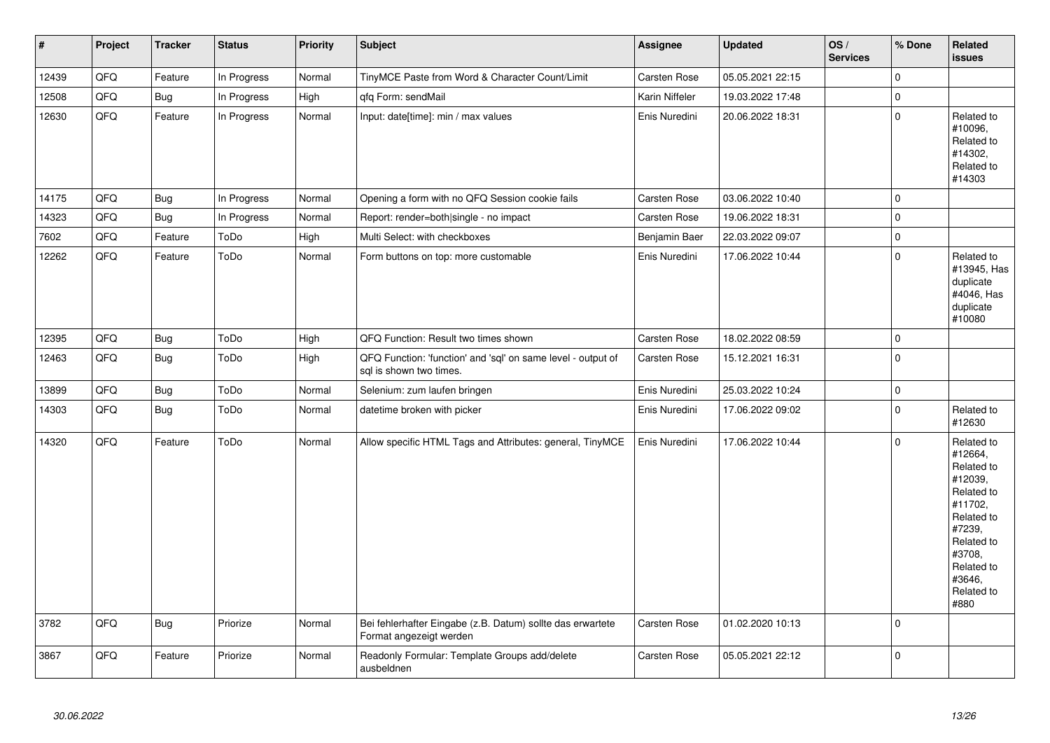| # | Project | Tracker | Status | Priority | Subject | Assignee | Updated | OS / Services | % Done | Related issues |
|---|---|---|---|---|---|---|---|---|---|---|
| 12439 | QFQ | Feature | In Progress | Normal | TinyMCE Paste from Word & Character Count/Limit | Carsten Rose | 05.05.2021 22:15 | | 0 | |
| 12508 | QFQ | Bug | In Progress | High | qfq Form: sendMail | Karin Niffeler | 19.03.2022 17:48 | | 0 | |
| 12630 | QFQ | Feature | In Progress | Normal | Input: date[time]: min / max values | Enis Nuredini | 20.06.2022 18:31 | | 0 | Related to #10096, Related to #14302, Related to #14303 |
| 14175 | QFQ | Bug | In Progress | Normal | Opening a form with no QFQ Session cookie fails | Carsten Rose | 03.06.2022 10:40 | | 0 | |
| 14323 | QFQ | Bug | In Progress | Normal | Report: render=both|single - no impact | Carsten Rose | 19.06.2022 18:31 | | 0 | |
| 7602 | QFQ | Feature | ToDo | High | Multi Select: with checkboxes | Benjamin Baer | 22.03.2022 09:07 | | 0 | |
| 12262 | QFQ | Feature | ToDo | Normal | Form buttons on top: more customable | Enis Nuredini | 17.06.2022 10:44 | | 0 | Related to #13945, Has duplicate #4046, Has duplicate #10080 |
| 12395 | QFQ | Bug | ToDo | High | QFQ Function: Result two times shown | Carsten Rose | 18.02.2022 08:59 | | 0 | |
| 12463 | QFQ | Bug | ToDo | High | QFQ Function: 'function' and 'sql' on same level - output of sql is shown two times. | Carsten Rose | 15.12.2021 16:31 | | 0 | |
| 13899 | QFQ | Bug | ToDo | Normal | Selenium: zum laufen bringen | Enis Nuredini | 25.03.2022 10:24 | | 0 | |
| 14303 | QFQ | Bug | ToDo | Normal | datetime broken with picker | Enis Nuredini | 17.06.2022 09:02 | | 0 | Related to #12630 |
| 14320 | QFQ | Feature | ToDo | Normal | Allow specific HTML Tags and Attributes: general, TinyMCE | Enis Nuredini | 17.06.2022 10:44 | | 0 | Related to #12664, Related to #12039, Related to #11702, Related to #7239, Related to #3708, Related to #3646, Related to #880 |
| 3782 | QFQ | Bug | Priorize | Normal | Bei fehlerhafter Eingabe (z.B. Datum) sollte das erwartete Format angezeigt werden | Carsten Rose | 01.02.2020 10:13 | | 0 | |
| 3867 | QFQ | Feature | Priorize | Normal | Readonly Formular: Template Groups add/delete ausbeldnen | Carsten Rose | 05.05.2021 22:12 | | 0 | |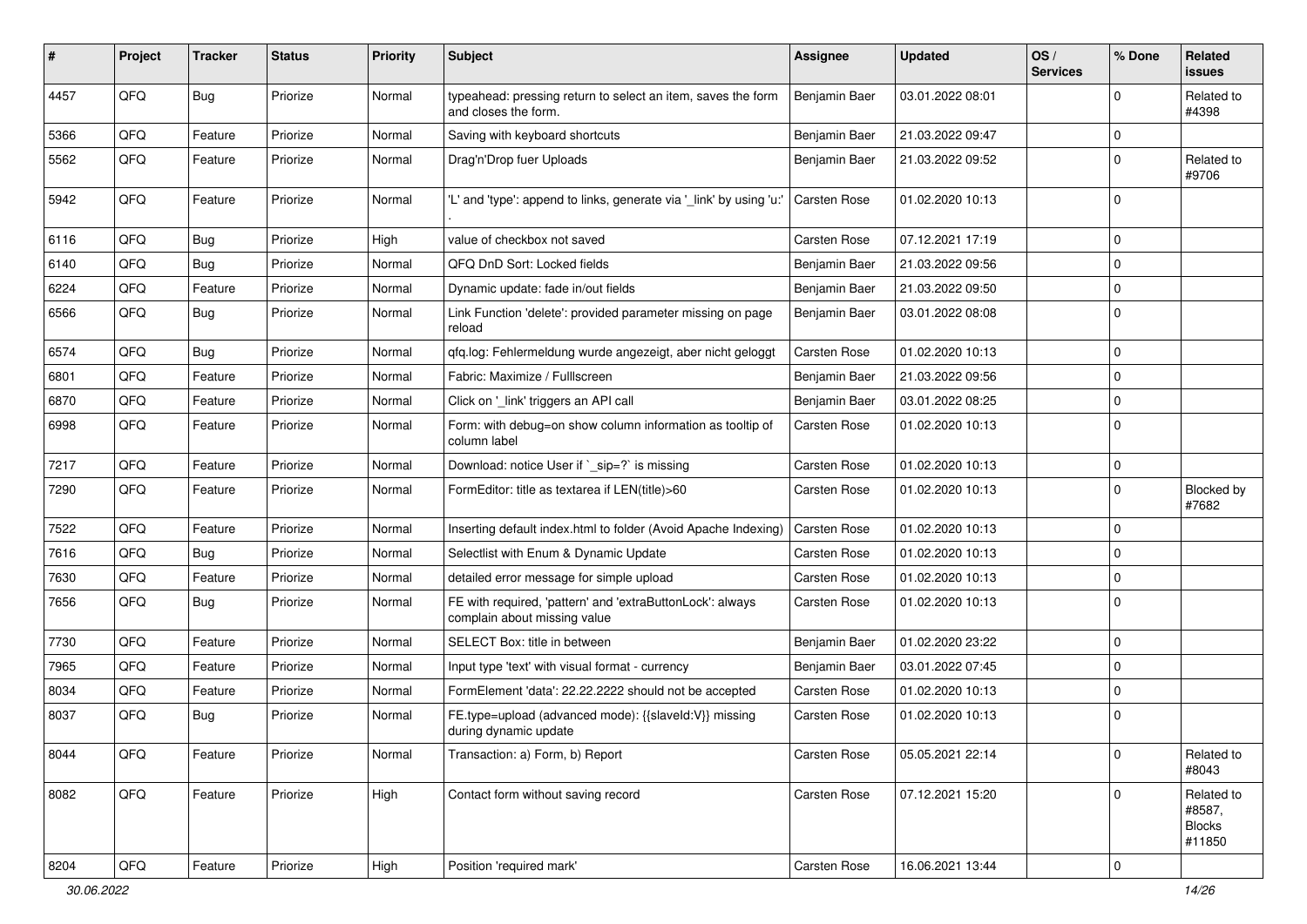| # | Project | Tracker | Status | Priority | Subject | Assignee | Updated | OS / Services | % Done | Related issues |
|---|---|---|---|---|---|---|---|---|---|---|
| 4457 | QFQ | Bug | Priorize | Normal | typeahead: pressing return to select an item, saves the form and closes the form. | Benjamin Baer | 03.01.2022 08:01 | | 0 | Related to #4398 |
| 5366 | QFQ | Feature | Priorize | Normal | Saving with keyboard shortcuts | Benjamin Baer | 21.03.2022 09:47 | | 0 | |
| 5562 | QFQ | Feature | Priorize | Normal | Drag'n'Drop fuer Uploads | Benjamin Baer | 21.03.2022 09:52 | | 0 | Related to #9706 |
| 5942 | QFQ | Feature | Priorize | Normal | 'L' and 'type': append to links, generate via '_link' by using 'u:' . | Carsten Rose | 01.02.2020 10:13 | | 0 | |
| 6116 | QFQ | Bug | Priorize | High | value of checkbox not saved | Carsten Rose | 07.12.2021 17:19 | | 0 | |
| 6140 | QFQ | Bug | Priorize | Normal | QFQ DnD Sort: Locked fields | Benjamin Baer | 21.03.2022 09:56 | | 0 | |
| 6224 | QFQ | Feature | Priorize | Normal | Dynamic update: fade in/out fields | Benjamin Baer | 21.03.2022 09:50 | | 0 | |
| 6566 | QFQ | Bug | Priorize | Normal | Link Function 'delete': provided parameter missing on page reload | Benjamin Baer | 03.01.2022 08:08 | | 0 | |
| 6574 | QFQ | Bug | Priorize | Normal | qfq.log: Fehlermeldung wurde angezeigt, aber nicht geloggt | Carsten Rose | 01.02.2020 10:13 | | 0 | |
| 6801 | QFQ | Feature | Priorize | Normal | Fabric: Maximize / Fulllscreen | Benjamin Baer | 21.03.2022 09:56 | | 0 | |
| 6870 | QFQ | Feature | Priorize | Normal | Click on '_link' triggers an API call | Benjamin Baer | 03.01.2022 08:25 | | 0 | |
| 6998 | QFQ | Feature | Priorize | Normal | Form: with debug=on show column information as tooltip of column label | Carsten Rose | 01.02.2020 10:13 | | 0 | |
| 7217 | QFQ | Feature | Priorize | Normal | Download: notice User if `_sip=?` is missing | Carsten Rose | 01.02.2020 10:13 | | 0 | |
| 7290 | QFQ | Feature | Priorize | Normal | FormEditor: title as textarea if LEN(title)>60 | Carsten Rose | 01.02.2020 10:13 | | 0 | Blocked by #7682 |
| 7522 | QFQ | Feature | Priorize | Normal | Inserting default index.html to folder (Avoid Apache Indexing) | Carsten Rose | 01.02.2020 10:13 | | 0 | |
| 7616 | QFQ | Bug | Priorize | Normal | Selectlist with Enum & Dynamic Update | Carsten Rose | 01.02.2020 10:13 | | 0 | |
| 7630 | QFQ | Feature | Priorize | Normal | detailed error message for simple upload | Carsten Rose | 01.02.2020 10:13 | | 0 | |
| 7656 | QFQ | Bug | Priorize | Normal | FE with required, 'pattern' and 'extraButtonLock': always complain about missing value | Carsten Rose | 01.02.2020 10:13 | | 0 | |
| 7730 | QFQ | Feature | Priorize | Normal | SELECT Box: title in between | Benjamin Baer | 01.02.2020 23:22 | | 0 | |
| 7965 | QFQ | Feature | Priorize | Normal | Input type 'text' with visual format - currency | Benjamin Baer | 03.01.2022 07:45 | | 0 | |
| 8034 | QFQ | Feature | Priorize | Normal | FormElement 'data': 22.22.2222 should not be accepted | Carsten Rose | 01.02.2020 10:13 | | 0 | |
| 8037 | QFQ | Bug | Priorize | Normal | FE.type=upload (advanced mode): {{slaveId:V}} missing during dynamic update | Carsten Rose | 01.02.2020 10:13 | | 0 | |
| 8044 | QFQ | Feature | Priorize | Normal | Transaction: a) Form, b) Report | Carsten Rose | 05.05.2021 22:14 | | 0 | Related to #8043 |
| 8082 | QFQ | Feature | Priorize | High | Contact form without saving record | Carsten Rose | 07.12.2021 15:20 | | 0 | Related to #8587, Blocks #11850 |
| 8204 | QFQ | Feature | Priorize | High | Position 'required mark' | Carsten Rose | 16.06.2021 13:44 | | 0 | |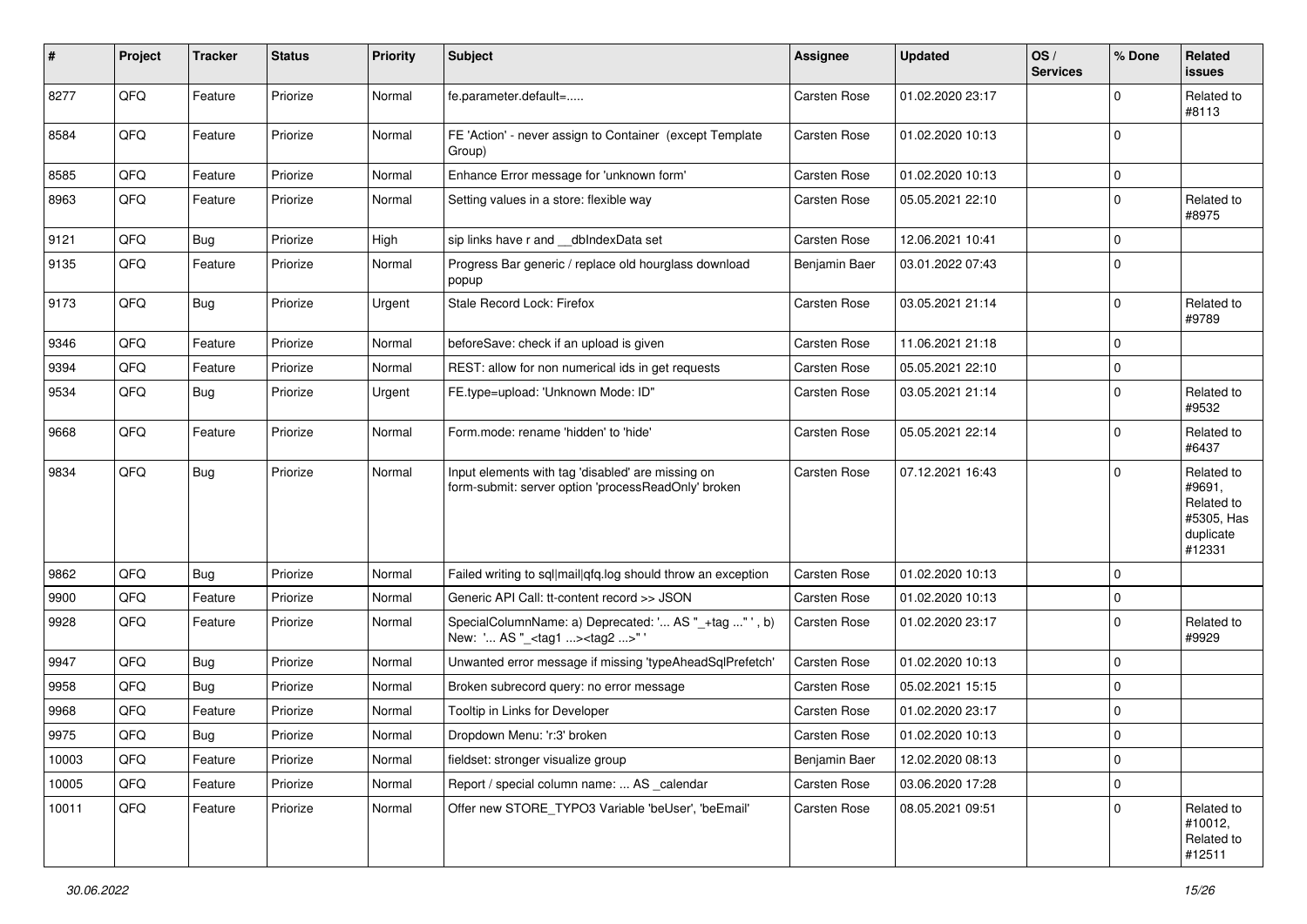| # | Project | Tracker | Status | Priority | Subject | Assignee | Updated | OS / Services | % Done | Related issues |
|---|---|---|---|---|---|---|---|---|---|---|
| 8277 | QFQ | Feature | Priorize | Normal | fe.parameter.default=..... | Carsten Rose | 01.02.2020 23:17 | | 0 | Related to #8113 |
| 8584 | QFQ | Feature | Priorize | Normal | FE 'Action' - never assign to Container (except Template Group) | Carsten Rose | 01.02.2020 10:13 | | 0 | |
| 8585 | QFQ | Feature | Priorize | Normal | Enhance Error message for 'unknown form' | Carsten Rose | 01.02.2020 10:13 | | 0 | |
| 8963 | QFQ | Feature | Priorize | Normal | Setting values in a store: flexible way | Carsten Rose | 05.05.2021 22:10 | | 0 | Related to #8975 |
| 9121 | QFQ | Bug | Priorize | High | sip links have r and __dbIndexData set | Carsten Rose | 12.06.2021 10:41 | | 0 | |
| 9135 | QFQ | Feature | Priorize | Normal | Progress Bar generic / replace old hourglass download popup | Benjamin Baer | 03.01.2022 07:43 | | 0 | |
| 9173 | QFQ | Bug | Priorize | Urgent | Stale Record Lock: Firefox | Carsten Rose | 03.05.2021 21:14 | | 0 | Related to #9789 |
| 9346 | QFQ | Feature | Priorize | Normal | beforeSave: check if an upload is given | Carsten Rose | 11.06.2021 21:18 | | 0 | |
| 9394 | QFQ | Feature | Priorize | Normal | REST: allow for non numerical ids in get requests | Carsten Rose | 05.05.2021 22:10 | | 0 | |
| 9534 | QFQ | Bug | Priorize | Urgent | FE.type=upload: 'Unknown Mode: ID" | Carsten Rose | 03.05.2021 21:14 | | 0 | Related to #9532 |
| 9668 | QFQ | Feature | Priorize | Normal | Form.mode: rename 'hidden' to 'hide' | Carsten Rose | 05.05.2021 22:14 | | 0 | Related to #6437 |
| 9834 | QFQ | Bug | Priorize | Normal | Input elements with tag 'disabled' are missing on form-submit: server option 'processReadOnly' broken | Carsten Rose | 07.12.2021 16:43 | | 0 | Related to #9691, Related to #5305, Has duplicate #12331 |
| 9862 | QFQ | Bug | Priorize | Normal | Failed writing to sql\|mail\|qfq.log should throw an exception | Carsten Rose | 01.02.2020 10:13 | | 0 | |
| 9900 | QFQ | Feature | Priorize | Normal | Generic API Call: tt-content record >> JSON | Carsten Rose | 01.02.2020 10:13 | | 0 | |
| 9928 | QFQ | Feature | Priorize | Normal | SpecialColumnName: a) Deprecated: '... AS "_+tag ..." ', b) New: '... AS "_<tag1 ...><tag2 ...>" ' | Carsten Rose | 01.02.2020 23:17 | | 0 | Related to #9929 |
| 9947 | QFQ | Bug | Priorize | Normal | Unwanted error message if missing 'typeAheadSqlPrefetch' | Carsten Rose | 01.02.2020 10:13 | | 0 | |
| 9958 | QFQ | Bug | Priorize | Normal | Broken subrecord query: no error message | Carsten Rose | 05.02.2021 15:15 | | 0 | |
| 9968 | QFQ | Feature | Priorize | Normal | Tooltip in Links for Developer | Carsten Rose | 01.02.2020 23:17 | | 0 | |
| 9975 | QFQ | Bug | Priorize | Normal | Dropdown Menu: 'r:3' broken | Carsten Rose | 01.02.2020 10:13 | | 0 | |
| 10003 | QFQ | Feature | Priorize | Normal | fieldset: stronger visualize group | Benjamin Baer | 12.02.2020 08:13 | | 0 | |
| 10005 | QFQ | Feature | Priorize | Normal | Report / special column name: ... AS _calendar | Carsten Rose | 03.06.2020 17:28 | | 0 | |
| 10011 | QFQ | Feature | Priorize | Normal | Offer new STORE_TYPO3 Variable 'beUser', 'beEmail' | Carsten Rose | 08.05.2021 09:51 | | 0 | Related to #10012, Related to #12511 |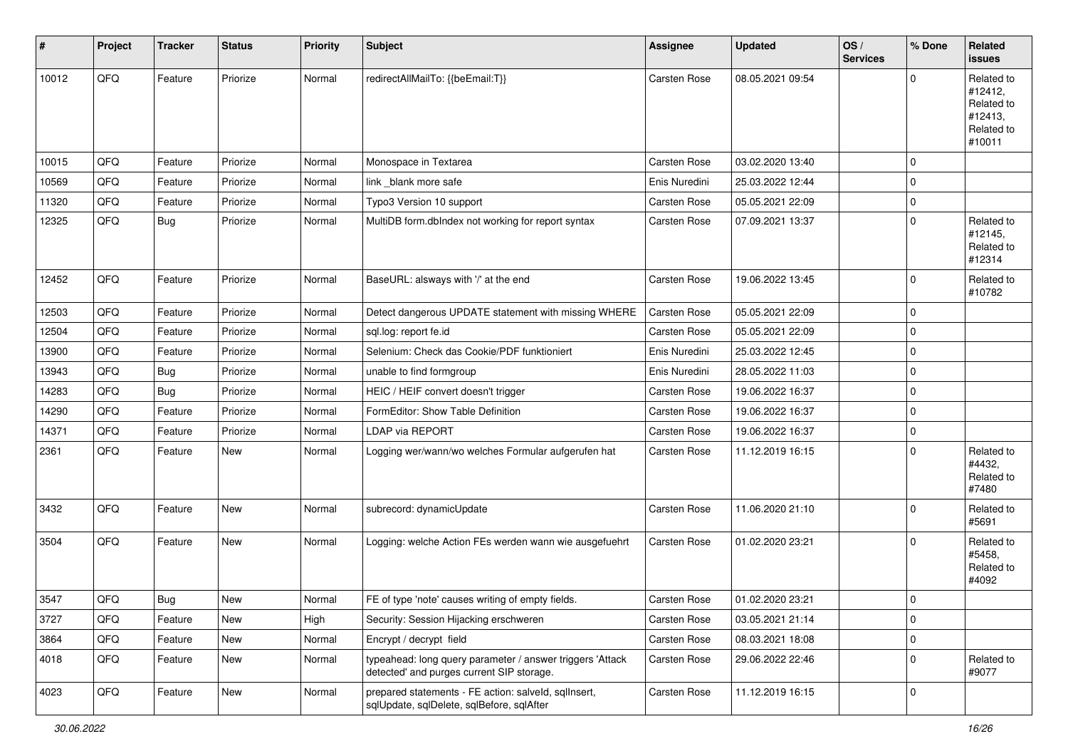| # | Project | Tracker | Status | Priority | Subject | Assignee | Updated | OS / Services | % Done | Related issues |
|---|---|---|---|---|---|---|---|---|---|---|
| 10012 | QFQ | Feature | Priorize | Normal | redirectAllMailTo: {{beEmail:T}} | Carsten Rose | 08.05.2021 09:54 | | 0 | Related to #12412, Related to #12413, Related to #10011 |
| 10015 | QFQ | Feature | Priorize | Normal | Monospace in Textarea | Carsten Rose | 03.02.2020 13:40 | | 0 | |
| 10569 | QFQ | Feature | Priorize | Normal | link _blank more safe | Enis Nuredini | 25.03.2022 12:44 | | 0 | |
| 11320 | QFQ | Feature | Priorize | Normal | Typo3 Version 10 support | Carsten Rose | 05.05.2021 22:09 | | 0 | |
| 12325 | QFQ | Bug | Priorize | Normal | MultiDB form.dbIndex not working for report syntax | Carsten Rose | 07.09.2021 13:37 | | 0 | Related to #12145, Related to #12314 |
| 12452 | QFQ | Feature | Priorize | Normal | BaseURL: alsways with '/' at the end | Carsten Rose | 19.06.2022 13:45 | | 0 | Related to #10782 |
| 12503 | QFQ | Feature | Priorize | Normal | Detect dangerous UPDATE statement with missing WHERE | Carsten Rose | 05.05.2021 22:09 | | 0 | |
| 12504 | QFQ | Feature | Priorize | Normal | sql.log: report fe.id | Carsten Rose | 05.05.2021 22:09 | | 0 | |
| 13900 | QFQ | Feature | Priorize | Normal | Selenium: Check das Cookie/PDF funktioniert | Enis Nuredini | 25.03.2022 12:45 | | 0 | |
| 13943 | QFQ | Bug | Priorize | Normal | unable to find formgroup | Enis Nuredini | 28.05.2022 11:03 | | 0 | |
| 14283 | QFQ | Bug | Priorize | Normal | HEIC / HEIF convert doesn't trigger | Carsten Rose | 19.06.2022 16:37 | | 0 | |
| 14290 | QFQ | Feature | Priorize | Normal | FormEditor: Show Table Definition | Carsten Rose | 19.06.2022 16:37 | | 0 | |
| 14371 | QFQ | Feature | Priorize | Normal | LDAP via REPORT | Carsten Rose | 19.06.2022 16:37 | | 0 | |
| 2361 | QFQ | Feature | New | Normal | Logging wer/wann/wo welches Formular aufgerufen hat | Carsten Rose | 11.12.2019 16:15 | | 0 | Related to #4432, Related to #7480 |
| 3432 | QFQ | Feature | New | Normal | subrecord: dynamicUpdate | Carsten Rose | 11.06.2020 21:10 | | 0 | Related to #5691 |
| 3504 | QFQ | Feature | New | Normal | Logging: welche Action FEs werden wann wie ausgefuehrt | Carsten Rose | 01.02.2020 23:21 | | 0 | Related to #5458, Related to #4092 |
| 3547 | QFQ | Bug | New | Normal | FE of type 'note' causes writing of empty fields. | Carsten Rose | 01.02.2020 23:21 | | 0 | |
| 3727 | QFQ | Feature | New | High | Security: Session Hijacking erschweren | Carsten Rose | 03.05.2021 21:14 | | 0 | |
| 3864 | QFQ | Feature | New | Normal | Encrypt / decrypt field | Carsten Rose | 08.03.2021 18:08 | | 0 | |
| 4018 | QFQ | Feature | New | Normal | typeahead: long query parameter / answer triggers 'Attack detected' and purges current SIP storage. | Carsten Rose | 29.06.2022 22:46 | | 0 | Related to #9077 |
| 4023 | QFQ | Feature | New | Normal | prepared statements - FE action: salveld, sqlInsert, sqlUpdate, sqlDelete, sqlBefore, sqlAfter | Carsten Rose | 11.12.2019 16:15 | | 0 | |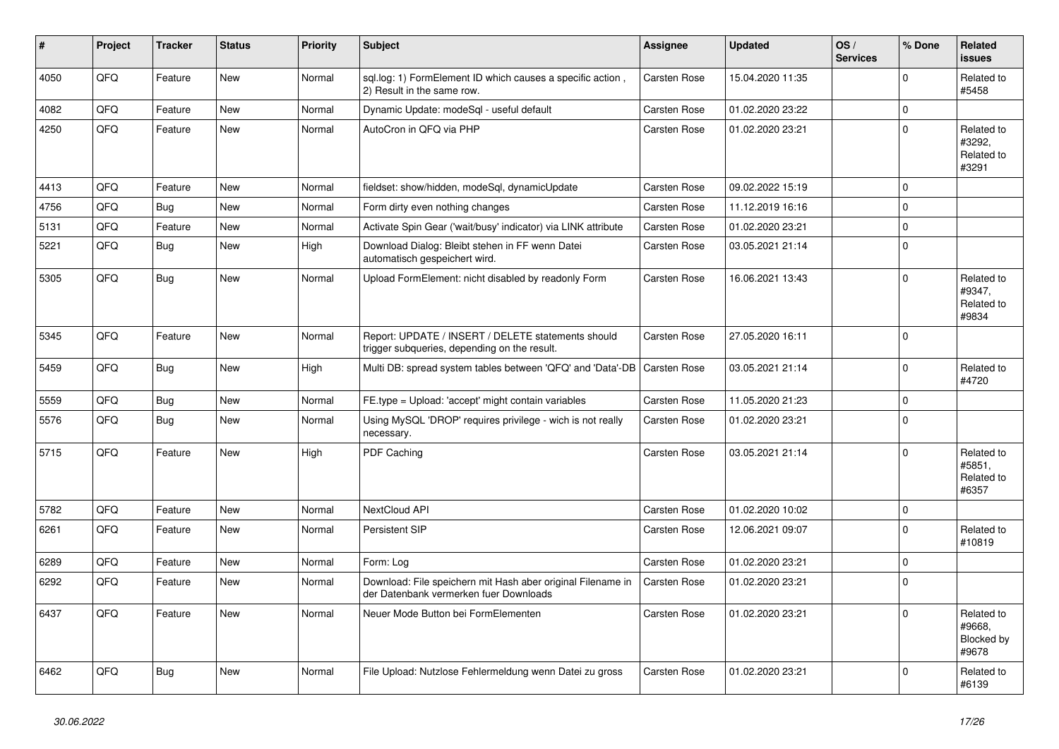| # | Project | Tracker | Status | Priority | Subject | Assignee | Updated | OS / Services | % Done | Related issues |
|---|---|---|---|---|---|---|---|---|---|---|
| 4050 | QFQ | Feature | New | Normal | sql.log: 1) FormElement ID which causes a specific action , 2) Result in the same row. | Carsten Rose | 15.04.2020 11:35 | | 0 | Related to #5458 |
| 4082 | QFQ | Feature | New | Normal | Dynamic Update: modeSql - useful default | Carsten Rose | 01.02.2020 23:22 | | 0 | |
| 4250 | QFQ | Feature | New | Normal | AutoCron in QFQ via PHP | Carsten Rose | 01.02.2020 23:21 | | 0 | Related to #3292, Related to #3291 |
| 4413 | QFQ | Feature | New | Normal | fieldset: show/hidden, modeSql, dynamicUpdate | Carsten Rose | 09.02.2022 15:19 | | 0 | |
| 4756 | QFQ | Bug | New | Normal | Form dirty even nothing changes | Carsten Rose | 11.12.2019 16:16 | | 0 | |
| 5131 | QFQ | Feature | New | Normal | Activate Spin Gear ('wait/busy' indicator) via LINK attribute | Carsten Rose | 01.02.2020 23:21 | | 0 | |
| 5221 | QFQ | Bug | New | High | Download Dialog: Bleibt stehen in FF wenn Datei automatisch gespeichert wird. | Carsten Rose | 03.05.2021 21:14 | | 0 | |
| 5305 | QFQ | Bug | New | Normal | Upload FormElement: nicht disabled by readonly Form | Carsten Rose | 16.06.2021 13:43 | | 0 | Related to #9347, Related to #9834 |
| 5345 | QFQ | Feature | New | Normal | Report: UPDATE / INSERT / DELETE statements should trigger subqueries, depending on the result. | Carsten Rose | 27.05.2020 16:11 | | 0 | |
| 5459 | QFQ | Bug | New | High | Multi DB: spread system tables between 'QFQ' and 'Data'-DB | Carsten Rose | 03.05.2021 21:14 | | 0 | Related to #4720 |
| 5559 | QFQ | Bug | New | Normal | FE.type = Upload: 'accept' might contain variables | Carsten Rose | 11.05.2020 21:23 | | 0 | |
| 5576 | QFQ | Bug | New | Normal | Using MySQL 'DROP' requires privilege - wich is not really necessary. | Carsten Rose | 01.02.2020 23:21 | | 0 | |
| 5715 | QFQ | Feature | New | High | PDF Caching | Carsten Rose | 03.05.2021 21:14 | | 0 | Related to #5851, Related to #6357 |
| 5782 | QFQ | Feature | New | Normal | NextCloud API | Carsten Rose | 01.02.2020 10:02 | | 0 | |
| 6261 | QFQ | Feature | New | Normal | Persistent SIP | Carsten Rose | 12.06.2021 09:07 | | 0 | Related to #10819 |
| 6289 | QFQ | Feature | New | Normal | Form: Log | Carsten Rose | 01.02.2020 23:21 | | 0 | |
| 6292 | QFQ | Feature | New | Normal | Download: File speichern mit Hash aber original Filename in der Datenbank vermerken fuer Downloads | Carsten Rose | 01.02.2020 23:21 | | 0 | |
| 6437 | QFQ | Feature | New | Normal | Neuer Mode Button bei FormElementen | Carsten Rose | 01.02.2020 23:21 | | 0 | Related to #9668, Blocked by #9678 |
| 6462 | QFQ | Bug | New | Normal | File Upload: Nutzlose Fehlermeldung wenn Datei zu gross | Carsten Rose | 01.02.2020 23:21 | | 0 | Related to #6139 |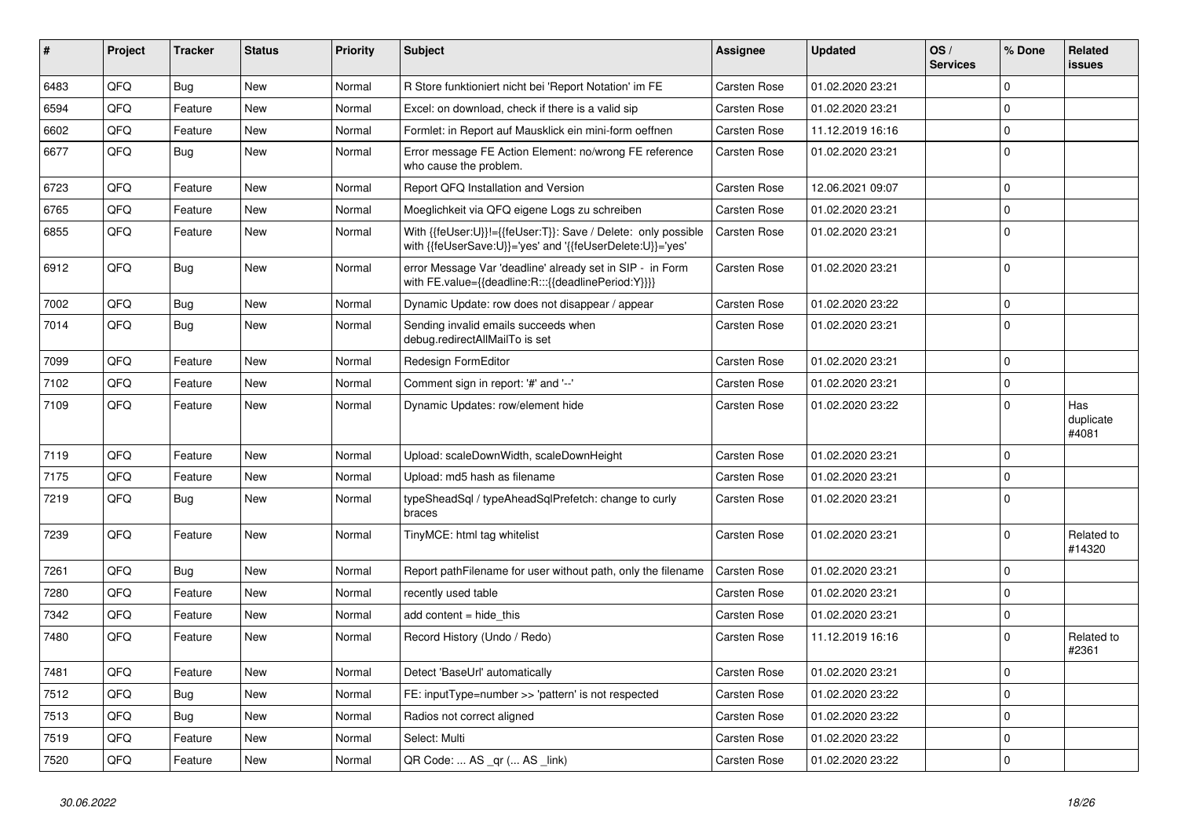| # | Project | Tracker | Status | Priority | Subject | Assignee | Updated | OS / Services | % Done | Related issues |
|---|---|---|---|---|---|---|---|---|---|---|
| 6483 | QFQ | Bug | New | Normal | R Store funktioniert nicht bei 'Report Notation' im FE | Carsten Rose | 01.02.2020 23:21 | | 0 | |
| 6594 | QFQ | Feature | New | Normal | Excel: on download, check if there is a valid sip | Carsten Rose | 01.02.2020 23:21 | | 0 | |
| 6602 | QFQ | Feature | New | Normal | Formlet: in Report auf Mausklick ein mini-form oeffnen | Carsten Rose | 11.12.2019 16:16 | | 0 | |
| 6677 | QFQ | Bug | New | Normal | Error message FE Action Element: no/wrong FE reference who cause the problem. | Carsten Rose | 01.02.2020 23:21 | | 0 | |
| 6723 | QFQ | Feature | New | Normal | Report QFQ Installation and Version | Carsten Rose | 12.06.2021 09:07 | | 0 | |
| 6765 | QFQ | Feature | New | Normal | Moeglichkeit via QFQ eigene Logs zu schreiben | Carsten Rose | 01.02.2020 23:21 | | 0 | |
| 6855 | QFQ | Feature | New | Normal | With {{feUser:U}}!={{feUser:T}}: Save / Delete: only possible with {{feUserSave:U}}='yes' and '{{feUserDelete:U}}='yes' | Carsten Rose | 01.02.2020 23:21 | | 0 | |
| 6912 | QFQ | Bug | New | Normal | error Message Var 'deadline' already set in SIP - in Form with FE.value={{deadline:R:::{{deadlinePeriod:Y}}}} | Carsten Rose | 01.02.2020 23:21 | | 0 | |
| 7002 | QFQ | Bug | New | Normal | Dynamic Update: row does not disappear / appear | Carsten Rose | 01.02.2020 23:22 | | 0 | |
| 7014 | QFQ | Bug | New | Normal | Sending invalid emails succeeds when debug.redirectAllMailTo is set | Carsten Rose | 01.02.2020 23:21 | | 0 | |
| 7099 | QFQ | Feature | New | Normal | Redesign FormEditor | Carsten Rose | 01.02.2020 23:21 | | 0 | |
| 7102 | QFQ | Feature | New | Normal | Comment sign in report: '#' and '--' | Carsten Rose | 01.02.2020 23:21 | | 0 | |
| 7109 | QFQ | Feature | New | Normal | Dynamic Updates: row/element hide | Carsten Rose | 01.02.2020 23:22 | | 0 | Has duplicate #4081 |
| 7119 | QFQ | Feature | New | Normal | Upload: scaleDownWidth, scaleDownHeight | Carsten Rose | 01.02.2020 23:21 | | 0 | |
| 7175 | QFQ | Feature | New | Normal | Upload: md5 hash as filename | Carsten Rose | 01.02.2020 23:21 | | 0 | |
| 7219 | QFQ | Bug | New | Normal | typeSheadSql / typeAheadSqlPrefetch: change to curly braces | Carsten Rose | 01.02.2020 23:21 | | 0 | |
| 7239 | QFQ | Feature | New | Normal | TinyMCE: html tag whitelist | Carsten Rose | 01.02.2020 23:21 | | 0 | Related to #14320 |
| 7261 | QFQ | Bug | New | Normal | Report pathFilename for user without path, only the filename | Carsten Rose | 01.02.2020 23:21 | | 0 | |
| 7280 | QFQ | Feature | New | Normal | recently used table | Carsten Rose | 01.02.2020 23:21 | | 0 | |
| 7342 | QFQ | Feature | New | Normal | add content = hide_this | Carsten Rose | 01.02.2020 23:21 | | 0 | |
| 7480 | QFQ | Feature | New | Normal | Record History (Undo / Redo) | Carsten Rose | 11.12.2019 16:16 | | 0 | Related to #2361 |
| 7481 | QFQ | Feature | New | Normal | Detect 'BaseUrl' automatically | Carsten Rose | 01.02.2020 23:21 | | 0 | |
| 7512 | QFQ | Bug | New | Normal | FE: inputType=number >> 'pattern' is not respected | Carsten Rose | 01.02.2020 23:22 | | 0 | |
| 7513 | QFQ | Bug | New | Normal | Radios not correct aligned | Carsten Rose | 01.02.2020 23:22 | | 0 | |
| 7519 | QFQ | Feature | New | Normal | Select: Multi | Carsten Rose | 01.02.2020 23:22 | | 0 | |
| 7520 | QFQ | Feature | New | Normal | QR Code: ... AS _qr ( ... AS _link) | Carsten Rose | 01.02.2020 23:22 | | 0 | |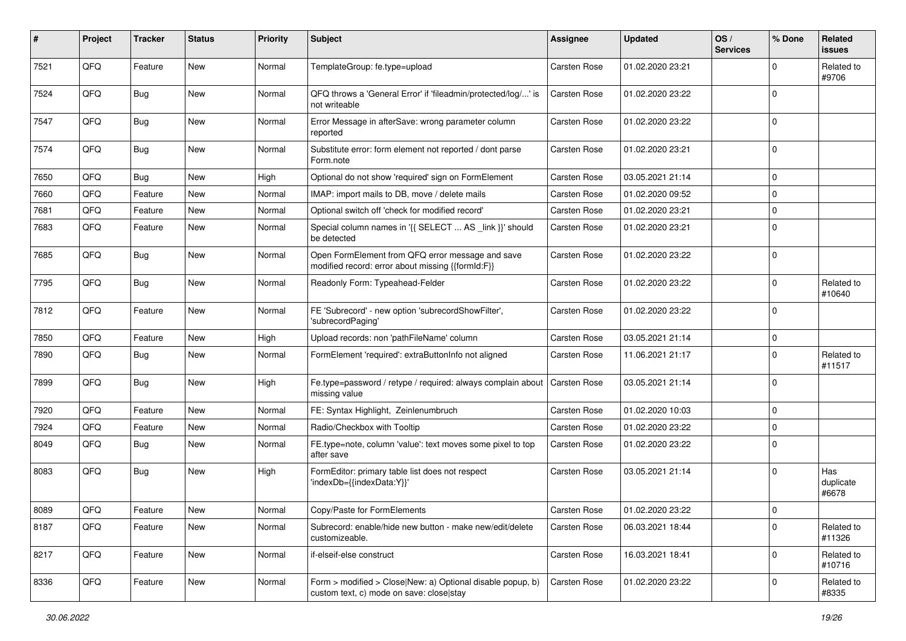| # | Project | Tracker | Status | Priority | Subject | Assignee | Updated | OS / Services | % Done | Related issues |
|---|---|---|---|---|---|---|---|---|---|---|
| 7521 | QFQ | Feature | New | Normal | TemplateGroup: fe.type=upload | Carsten Rose | 01.02.2020 23:21 | | 0 | Related to #9706 |
| 7524 | QFQ | Bug | New | Normal | QFQ throws a 'General Error' if 'fileadmin/protected/log/...' is not writeable | Carsten Rose | 01.02.2020 23:22 | | 0 | |
| 7547 | QFQ | Bug | New | Normal | Error Message in afterSave: wrong parameter column reported | Carsten Rose | 01.02.2020 23:22 | | 0 | |
| 7574 | QFQ | Bug | New | Normal | Substitute error: form element not reported / dont parse Form.note | Carsten Rose | 01.02.2020 23:21 | | 0 | |
| 7650 | QFQ | Bug | New | High | Optional do not show 'required' sign on FormElement | Carsten Rose | 03.05.2021 21:14 | | 0 | |
| 7660 | QFQ | Feature | New | Normal | IMAP: import mails to DB, move / delete mails | Carsten Rose | 01.02.2020 09:52 | | 0 | |
| 7681 | QFQ | Feature | New | Normal | Optional switch off 'check for modified record' | Carsten Rose | 01.02.2020 23:21 | | 0 | |
| 7683 | QFQ | Feature | New | Normal | Special column names in '{{ SELECT ... AS _link }}' should be detected | Carsten Rose | 01.02.2020 23:21 | | 0 | |
| 7685 | QFQ | Bug | New | Normal | Open FormElement from QFQ error message and save modified record: error about missing {{formId:F}} | Carsten Rose | 01.02.2020 23:22 | | 0 | |
| 7795 | QFQ | Bug | New | Normal | Readonly Form: Typeahead-Felder | Carsten Rose | 01.02.2020 23:22 | | 0 | Related to #10640 |
| 7812 | QFQ | Feature | New | Normal | FE 'Subrecord' - new option 'subrecordShowFilter', 'subrecordPaging' | Carsten Rose | 01.02.2020 23:22 | | 0 | |
| 7850 | QFQ | Feature | New | High | Upload records: non 'pathFileName' column | Carsten Rose | 03.05.2021 21:14 | | 0 | |
| 7890 | QFQ | Bug | New | Normal | FormElement 'required': extraButtonInfo not aligned | Carsten Rose | 11.06.2021 21:17 | | 0 | Related to #11517 |
| 7899 | QFQ | Bug | New | High | Fe.type=password / retype / required: always complain about missing value | Carsten Rose | 03.05.2021 21:14 | | 0 | |
| 7920 | QFQ | Feature | New | Normal | FE: Syntax Highlight, Zeinlenumbruch | Carsten Rose | 01.02.2020 10:03 | | 0 | |
| 7924 | QFQ | Feature | New | Normal | Radio/Checkbox with Tooltip | Carsten Rose | 01.02.2020 23:22 | | 0 | |
| 8049 | QFQ | Bug | New | Normal | FE.type=note, column 'value': text moves some pixel to top after save | Carsten Rose | 01.02.2020 23:22 | | 0 | |
| 8083 | QFQ | Bug | New | High | FormEditor: primary table list does not respect 'indexDb={{indexData:Y}}' | Carsten Rose | 03.05.2021 21:14 | | 0 | Has duplicate #6678 |
| 8089 | QFQ | Feature | New | Normal | Copy/Paste for FormElements | Carsten Rose | 01.02.2020 23:22 | | 0 | |
| 8187 | QFQ | Feature | New | Normal | Subrecord: enable/hide new button - make new/edit/delete customizeable. | Carsten Rose | 06.03.2021 18:44 | | 0 | Related to #11326 |
| 8217 | QFQ | Feature | New | Normal | if-elseif-else construct | Carsten Rose | 16.03.2021 18:41 | | 0 | Related to #10716 |
| 8336 | QFQ | Feature | New | Normal | Form > modified > Close\|New: a) Optional disable popup, b) custom text, c) mode on save: close\|stay | Carsten Rose | 01.02.2020 23:22 | | 0 | Related to #8335 |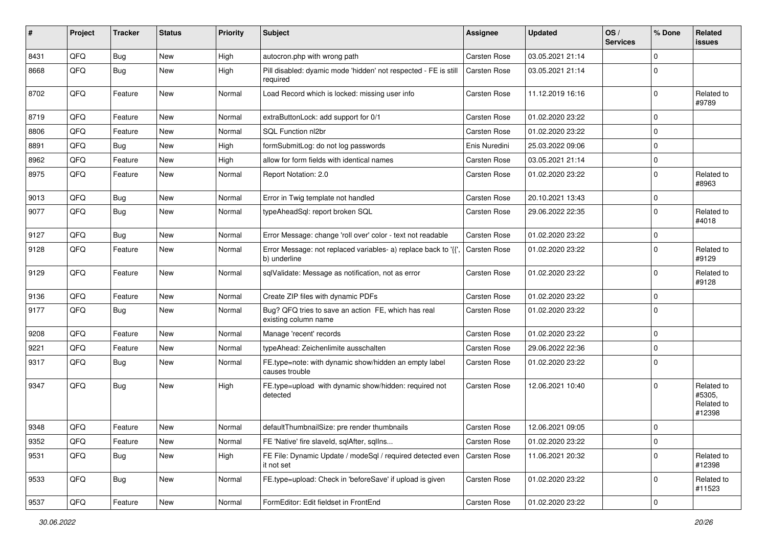| # | Project | Tracker | Status | Priority | Subject | Assignee | Updated | OS / Services | % Done | Related issues |
|---|---|---|---|---|---|---|---|---|---|---|
| 8431 | QFQ | Bug | New | High | autocron.php with wrong path | Carsten Rose | 03.05.2021 21:14 | | 0 | |
| 8668 | QFQ | Bug | New | High | Pill disabled: dyamic mode 'hidden' not respected - FE is still required | Carsten Rose | 03.05.2021 21:14 | | 0 | |
| 8702 | QFQ | Feature | New | Normal | Load Record which is locked: missing user info | Carsten Rose | 11.12.2019 16:16 | | 0 | Related to #9789 |
| 8719 | QFQ | Feature | New | Normal | extraButtonLock: add support for 0/1 | Carsten Rose | 01.02.2020 23:22 | | 0 | |
| 8806 | QFQ | Feature | New | Normal | SQL Function nl2br | Carsten Rose | 01.02.2020 23:22 | | 0 | |
| 8891 | QFQ | Bug | New | High | formSubmitLog: do not log passwords | Enis Nuredini | 25.03.2022 09:06 | | 0 | |
| 8962 | QFQ | Feature | New | High | allow for form fields with identical names | Carsten Rose | 03.05.2021 21:14 | | 0 | |
| 8975 | QFQ | Feature | New | Normal | Report Notation: 2.0 | Carsten Rose | 01.02.2020 23:22 | | 0 | Related to #8963 |
| 9013 | QFQ | Bug | New | Normal | Error in Twig template not handled | Carsten Rose | 20.10.2021 13:43 | | 0 | |
| 9077 | QFQ | Bug | New | Normal | typeAheadSql: report broken SQL | Carsten Rose | 29.06.2022 22:35 | | 0 | Related to #4018 |
| 9127 | QFQ | Bug | New | Normal | Error Message: change 'roll over' color - text not readable | Carsten Rose | 01.02.2020 23:22 | | 0 | |
| 9128 | QFQ | Feature | New | Normal | Error Message: not replaced variables- a) replace back to '{{', b) underline | Carsten Rose | 01.02.2020 23:22 | | 0 | Related to #9129 |
| 9129 | QFQ | Feature | New | Normal | sqlValidate: Message as notification, not as error | Carsten Rose | 01.02.2020 23:22 | | 0 | Related to #9128 |
| 9136 | QFQ | Feature | New | Normal | Create ZIP files with dynamic PDFs | Carsten Rose | 01.02.2020 23:22 | | 0 | |
| 9177 | QFQ | Bug | New | Normal | Bug? QFQ tries to save an action FE, which has real existing column name | Carsten Rose | 01.02.2020 23:22 | | 0 | |
| 9208 | QFQ | Feature | New | Normal | Manage 'recent' records | Carsten Rose | 01.02.2020 23:22 | | 0 | |
| 9221 | QFQ | Feature | New | Normal | typeAhead: Zeichenlimite ausschalten | Carsten Rose | 29.06.2022 22:36 | | 0 | |
| 9317 | QFQ | Bug | New | Normal | FE.type=note: with dynamic show/hidden an empty label causes trouble | Carsten Rose | 01.02.2020 23:22 | | 0 | |
| 9347 | QFQ | Bug | New | High | FE.type=upload with dynamic show/hidden: required not detected | Carsten Rose | 12.06.2021 10:40 | | 0 | Related to #5305, Related to #12398 |
| 9348 | QFQ | Feature | New | Normal | defaultThumbnailSize: pre render thumbnails | Carsten Rose | 12.06.2021 09:05 | | 0 | |
| 9352 | QFQ | Feature | New | Normal | FE 'Native' fire slaveId, sqlAfter, sqlIns... | Carsten Rose | 01.02.2020 23:22 | | 0 | |
| 9531 | QFQ | Bug | New | High | FE File: Dynamic Update / modeSql / required detected even it not set | Carsten Rose | 11.06.2021 20:32 | | 0 | Related to #12398 |
| 9533 | QFQ | Bug | New | Normal | FE.type=upload: Check in 'beforeSave' if upload is given | Carsten Rose | 01.02.2020 23:22 | | 0 | Related to #11523 |
| 9537 | QFQ | Feature | New | Normal | FormEditor: Edit fieldset in FrontEnd | Carsten Rose | 01.02.2020 23:22 | | 0 | |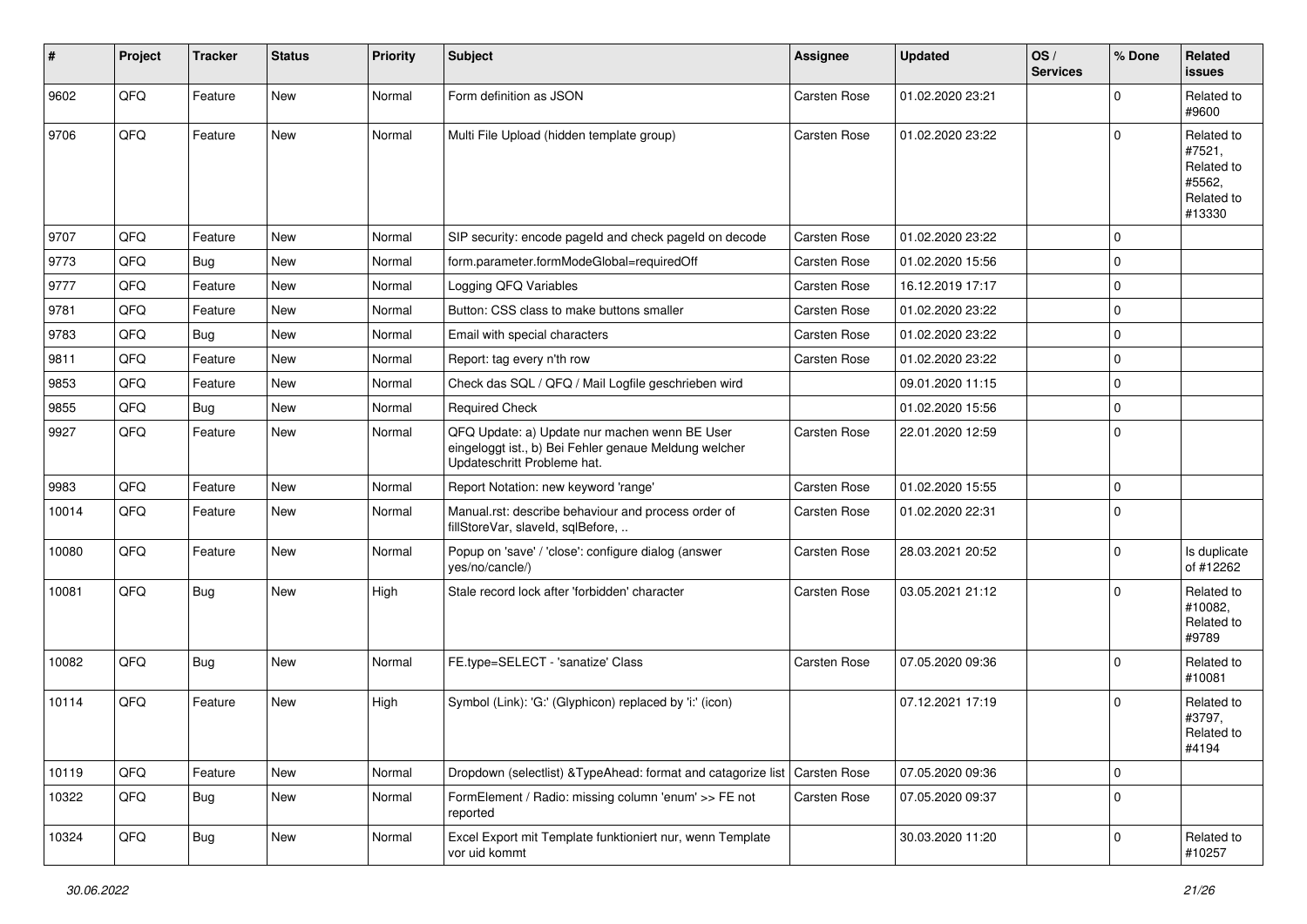| # | Project | Tracker | Status | Priority | Subject | Assignee | Updated | OS / Services | % Done | Related issues |
|---|---|---|---|---|---|---|---|---|---|---|
| 9602 | QFQ | Feature | New | Normal | Form definition as JSON | Carsten Rose | 01.02.2020 23:21 | | 0 | Related to #9600 |
| 9706 | QFQ | Feature | New | Normal | Multi File Upload (hidden template group) | Carsten Rose | 01.02.2020 23:22 | | 0 | Related to #7521, Related to #5562, Related to #13330 |
| 9707 | QFQ | Feature | New | Normal | SIP security: encode pageId and check pageId on decode | Carsten Rose | 01.02.2020 23:22 | | 0 | |
| 9773 | QFQ | Bug | New | Normal | form.parameter.formModeGlobal=requiredOff | Carsten Rose | 01.02.2020 15:56 | | 0 | |
| 9777 | QFQ | Feature | New | Normal | Logging QFQ Variables | Carsten Rose | 16.12.2019 17:17 | | 0 | |
| 9781 | QFQ | Feature | New | Normal | Button: CSS class to make buttons smaller | Carsten Rose | 01.02.2020 23:22 | | 0 | |
| 9783 | QFQ | Bug | New | Normal | Email with special characters | Carsten Rose | 01.02.2020 23:22 | | 0 | |
| 9811 | QFQ | Feature | New | Normal | Report: tag every n'th row | Carsten Rose | 01.02.2020 23:22 | | 0 | |
| 9853 | QFQ | Feature | New | Normal | Check das SQL / QFQ / Mail Logfile geschrieben wird | | 09.01.2020 11:15 | | 0 | |
| 9855 | QFQ | Bug | New | Normal | Required Check | | 01.02.2020 15:56 | | 0 | |
| 9927 | QFQ | Feature | New | Normal | QFQ Update: a) Update nur machen wenn BE User eingeloggt ist., b) Bei Fehler genaue Meldung welcher Updateschritt Probleme hat. | Carsten Rose | 22.01.2020 12:59 | | 0 | |
| 9983 | QFQ | Feature | New | Normal | Report Notation: new keyword 'range' | Carsten Rose | 01.02.2020 15:55 | | 0 | |
| 10014 | QFQ | Feature | New | Normal | Manual.rst: describe behaviour and process order of fillStoreVar, slaveId, sqlBefore, .. | Carsten Rose | 01.02.2020 22:31 | | 0 | |
| 10080 | QFQ | Feature | New | Normal | Popup on 'save' / 'close': configure dialog (answer yes/no/cancle/) | Carsten Rose | 28.03.2021 20:52 | | 0 | Is duplicate of #12262 |
| 10081 | QFQ | Bug | New | High | Stale record lock after 'forbidden' character | Carsten Rose | 03.05.2021 21:12 | | 0 | Related to #10082, Related to #9789 |
| 10082 | QFQ | Bug | New | Normal | FE.type=SELECT - 'sanatize' Class | Carsten Rose | 07.05.2020 09:36 | | 0 | Related to #10081 |
| 10114 | QFQ | Feature | New | High | Symbol (Link): 'G:' (Glyphicon) replaced by 'i:' (icon) | | 07.12.2021 17:19 | | 0 | Related to #3797, Related to #4194 |
| 10119 | QFQ | Feature | New | Normal | Dropdown (selectlist) &TypeAhead: format and catagorize list | Carsten Rose | 07.05.2020 09:36 | | 0 | |
| 10322 | QFQ | Bug | New | Normal | FormElement / Radio: missing column 'enum' >> FE not reported | Carsten Rose | 07.05.2020 09:37 | | 0 | |
| 10324 | QFQ | Bug | New | Normal | Excel Export mit Template funktioniert nur, wenn Template vor uid kommt | | 30.03.2020 11:20 | | 0 | Related to #10257 |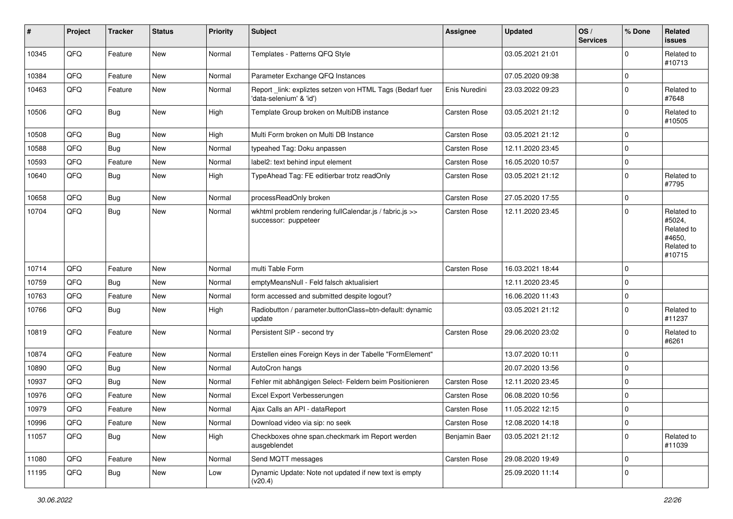| # | Project | Tracker | Status | Priority | Subject | Assignee | Updated | OS / Services | % Done | Related issues |
|---|---|---|---|---|---|---|---|---|---|---|
| 10345 | QFQ | Feature | New | Normal | Templates - Patterns QFQ Style | | 03.05.2021 21:01 | | 0 | Related to #10713 |
| 10384 | QFQ | Feature | New | Normal | Parameter Exchange QFQ Instances | | 07.05.2020 09:38 | | 0 | |
| 10463 | QFQ | Feature | New | Normal | Report _link: expliztes setzen von HTML Tags (Bedarf fuer 'data-selenium' & 'id') | Enis Nuredini | 23.03.2022 09:23 | | 0 | Related to #7648 |
| 10506 | QFQ | Bug | New | High | Template Group broken on MultiDB instance | Carsten Rose | 03.05.2021 21:12 | | 0 | Related to #10505 |
| 10508 | QFQ | Bug | New | High | Multi Form broken on Multi DB Instance | Carsten Rose | 03.05.2021 21:12 | | 0 | |
| 10588 | QFQ | Bug | New | Normal | typeahed Tag: Doku anpassen | Carsten Rose | 12.11.2020 23:45 | | 0 | |
| 10593 | QFQ | Feature | New | Normal | label2: text behind input element | Carsten Rose | 16.05.2020 10:57 | | 0 | |
| 10640 | QFQ | Bug | New | High | TypeAhead Tag: FE editierbar trotz readOnly | Carsten Rose | 03.05.2021 21:12 | | 0 | Related to #7795 |
| 10658 | QFQ | Bug | New | Normal | processReadOnly broken | Carsten Rose | 27.05.2020 17:55 | | 0 | |
| 10704 | QFQ | Bug | New | Normal | wkhtml problem rendering fullCalendar.js / fabric.js >> successor: puppeteer | Carsten Rose | 12.11.2020 23:45 | | 0 | Related to #5024, Related to #4650, Related to #10715 |
| 10714 | QFQ | Feature | New | Normal | multi Table Form | Carsten Rose | 16.03.2021 18:44 | | 0 | |
| 10759 | QFQ | Bug | New | Normal | emptyMeansNull - Feld falsch aktualisiert | | 12.11.2020 23:45 | | 0 | |
| 10763 | QFQ | Feature | New | Normal | form accessed and submitted despite logout? | | 16.06.2020 11:43 | | 0 | |
| 10766 | QFQ | Bug | New | High | Radiobutton / parameter.buttonClass=btn-default: dynamic update | | 03.05.2021 21:12 | | 0 | Related to #11237 |
| 10819 | QFQ | Feature | New | Normal | Persistent SIP - second try | Carsten Rose | 29.06.2020 23:02 | | 0 | Related to #6261 |
| 10874 | QFQ | Feature | New | Normal | Erstellen eines Foreign Keys in der Tabelle "FormElement" | | 13.07.2020 10:11 | | 0 | |
| 10890 | QFQ | Bug | New | Normal | AutoCron hangs | | 20.07.2020 13:56 | | 0 | |
| 10937 | QFQ | Bug | New | Normal | Fehler mit abhängigen Select- Feldern beim Positionieren | Carsten Rose | 12.11.2020 23:45 | | 0 | |
| 10976 | QFQ | Feature | New | Normal | Excel Export Verbesserungen | Carsten Rose | 06.08.2020 10:56 | | 0 | |
| 10979 | QFQ | Feature | New | Normal | Ajax Calls an API - dataReport | Carsten Rose | 11.05.2022 12:15 | | 0 | |
| 10996 | QFQ | Feature | New | Normal | Download video via sip: no seek | Carsten Rose | 12.08.2020 14:18 | | 0 | |
| 11057 | QFQ | Bug | New | High | Checkboxes ohne span.checkmark im Report werden ausgeblendet | Benjamin Baer | 03.05.2021 21:12 | | 0 | Related to #11039 |
| 11080 | QFQ | Feature | New | Normal | Send MQTT messages | Carsten Rose | 29.08.2020 19:49 | | 0 | |
| 11195 | QFQ | Bug | New | Low | Dynamic Update: Note not updated if new text is empty (v20.4) | | 25.09.2020 11:14 | | 0 | |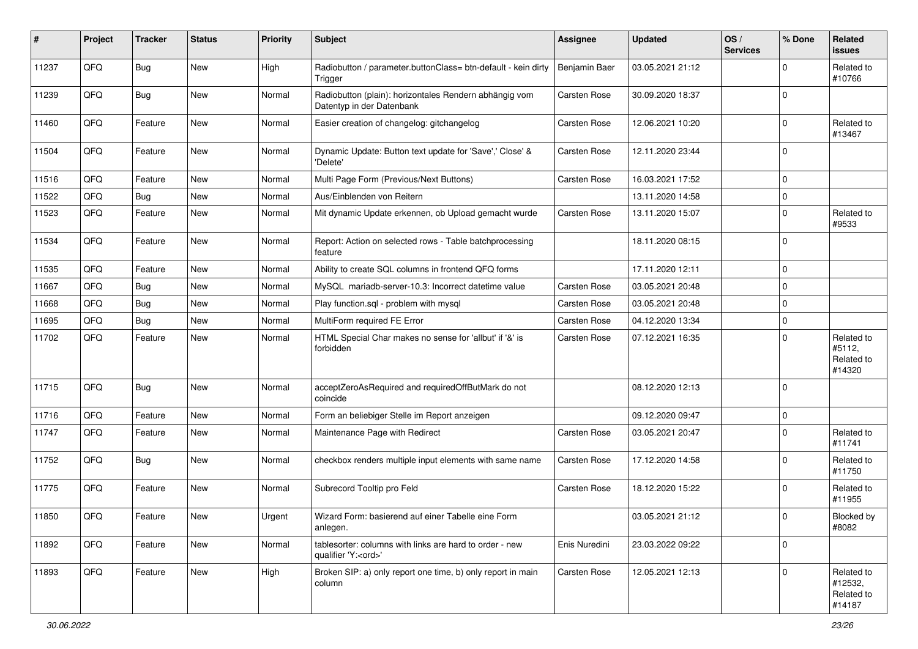| # | Project | Tracker | Status | Priority | Subject | Assignee | Updated | OS / Services | % Done | Related issues |
|---|---|---|---|---|---|---|---|---|---|---|
| 11237 | QFQ | Bug | New | High | Radiobutton / parameter.buttonClass= btn-default - kein dirty Trigger | Benjamin Baer | 03.05.2021 21:12 | | 0 | Related to #10766 |
| 11239 | QFQ | Bug | New | Normal | Radiobutton (plain): horizontales Rendern abhängig vom Datentyp in der Datenbank | Carsten Rose | 30.09.2020 18:37 | | 0 | |
| 11460 | QFQ | Feature | New | Normal | Easier creation of changelog: gitchangelog | Carsten Rose | 12.06.2021 10:20 | | 0 | Related to #13467 |
| 11504 | QFQ | Feature | New | Normal | Dynamic Update: Button text update for 'Save',' Close' & 'Delete' | Carsten Rose | 12.11.2020 23:44 | | 0 | |
| 11516 | QFQ | Feature | New | Normal | Multi Page Form (Previous/Next Buttons) | Carsten Rose | 16.03.2021 17:52 | | 0 | |
| 11522 | QFQ | Bug | New | Normal | Aus/Einblenden von Reitern | | 13.11.2020 14:58 | | 0 | |
| 11523 | QFQ | Feature | New | Normal | Mit dynamic Update erkennen, ob Upload gemacht wurde | Carsten Rose | 13.11.2020 15:07 | | 0 | Related to #9533 |
| 11534 | QFQ | Feature | New | Normal | Report: Action on selected rows - Table batchprocessing feature | | 18.11.2020 08:15 | | 0 | |
| 11535 | QFQ | Feature | New | Normal | Ability to create SQL columns in frontend QFQ forms | | 17.11.2020 12:11 | | 0 | |
| 11667 | QFQ | Bug | New | Normal | MySQL mariadb-server-10.3: Incorrect datetime value | Carsten Rose | 03.05.2021 20:48 | | 0 | |
| 11668 | QFQ | Bug | New | Normal | Play function.sql - problem with mysql | Carsten Rose | 03.05.2021 20:48 | | 0 | |
| 11695 | QFQ | Bug | New | Normal | MultiForm required FE Error | Carsten Rose | 04.12.2020 13:34 | | 0 | |
| 11702 | QFQ | Feature | New | Normal | HTML Special Char makes no sense for 'allbut' if '&' is forbidden | Carsten Rose | 07.12.2021 16:35 | | 0 | Related to #5112, Related to #14320 |
| 11715 | QFQ | Bug | New | Normal | acceptZeroAsRequired and requiredOffButMark do not coincide | | 08.12.2020 12:13 | | 0 | |
| 11716 | QFQ | Feature | New | Normal | Form an beliebiger Stelle im Report anzeigen | | 09.12.2020 09:47 | | 0 | |
| 11747 | QFQ | Feature | New | Normal | Maintenance Page with Redirect | Carsten Rose | 03.05.2021 20:47 | | 0 | Related to #11741 |
| 11752 | QFQ | Bug | New | Normal | checkbox renders multiple input elements with same name | Carsten Rose | 17.12.2020 14:58 | | 0 | Related to #11750 |
| 11775 | QFQ | Feature | New | Normal | Subrecord Tooltip pro Feld | Carsten Rose | 18.12.2020 15:22 | | 0 | Related to #11955 |
| 11850 | QFQ | Feature | New | Urgent | Wizard Form: basierend auf einer Tabelle eine Form anlegen. | | 03.05.2021 21:12 | | 0 | Blocked by #8082 |
| 11892 | QFQ | Feature | New | Normal | tablesorter: columns with links are hard to order - new qualifier 'Y:<ord>' | Enis Nuredini | 23.03.2022 09:22 | | 0 | |
| 11893 | QFQ | Feature | New | High | Broken SIP: a) only report one time, b) only report in main column | Carsten Rose | 12.05.2021 12:13 | | 0 | Related to #12532, Related to #14187 |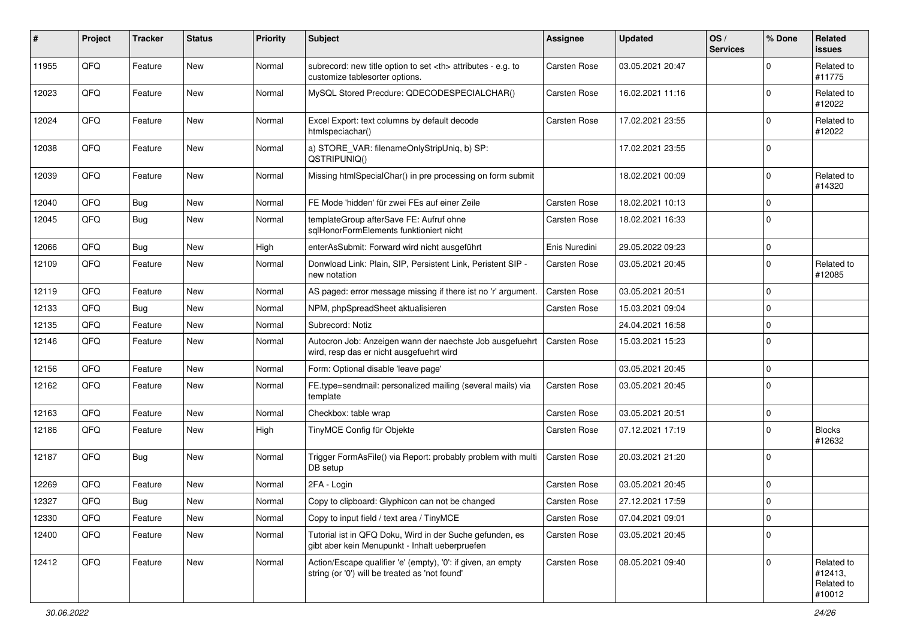| # | Project | Tracker | Status | Priority | Subject | Assignee | Updated | OS / Services | % Done | Related issues |
|---|---|---|---|---|---|---|---|---|---|---|
| 11955 | QFQ | Feature | New | Normal | subrecord: new title option to set <th> attributes - e.g. to customize tablesorter options. | Carsten Rose | 03.05.2021 20:47 | | 0 | Related to #11775 |
| 12023 | QFQ | Feature | New | Normal | MySQL Stored Precdure: QDECODESPECIALCHAR() | Carsten Rose | 16.02.2021 11:16 | | 0 | Related to #12022 |
| 12024 | QFQ | Feature | New | Normal | Excel Export: text columns by default decode htmlspeciachar() | Carsten Rose | 17.02.2021 23:55 | | 0 | Related to #12022 |
| 12038 | QFQ | Feature | New | Normal | a) STORE_VAR: filenameOnlyStripUniq, b) SP: QSTRIPUNIQ() | | 17.02.2021 23:55 | | 0 | |
| 12039 | QFQ | Feature | New | Normal | Missing htmlSpecialChar() in pre processing on form submit | | 18.02.2021 00:09 | | 0 | Related to #14320 |
| 12040 | QFQ | Bug | New | Normal | FE Mode 'hidden' für zwei FEs auf einer Zeile | Carsten Rose | 18.02.2021 10:13 | | 0 | |
| 12045 | QFQ | Bug | New | Normal | templateGroup afterSave FE: Aufruf ohne sqlHonorFormElements funktioniert nicht | Carsten Rose | 18.02.2021 16:33 | | 0 | |
| 12066 | QFQ | Bug | New | High | enterAsSubmit: Forward wird nicht ausgeführt | Enis Nuredini | 29.05.2022 09:23 | | 0 | |
| 12109 | QFQ | Feature | New | Normal | Donwload Link: Plain, SIP, Persistent Link, Peristent SIP - new notation | Carsten Rose | 03.05.2021 20:45 | | 0 | Related to #12085 |
| 12119 | QFQ | Feature | New | Normal | AS paged: error message missing if there ist no 'r' argument. | Carsten Rose | 03.05.2021 20:51 | | 0 | |
| 12133 | QFQ | Bug | New | Normal | NPM, phpSpreadSheet aktualisieren | Carsten Rose | 15.03.2021 09:04 | | 0 | |
| 12135 | QFQ | Feature | New | Normal | Subrecord: Notiz | | 24.04.2021 16:58 | | 0 | |
| 12146 | QFQ | Feature | New | Normal | Autocron Job: Anzeigen wann der naechste Job ausgefuehrt wird, resp das er nicht ausgefuehrt wird | Carsten Rose | 15.03.2021 15:23 | | 0 | |
| 12156 | QFQ | Feature | New | Normal | Form: Optional disable 'leave page' | | 03.05.2021 20:45 | | 0 | |
| 12162 | QFQ | Feature | New | Normal | FE.type=sendmail: personalized mailing (several mails) via template | Carsten Rose | 03.05.2021 20:45 | | 0 | |
| 12163 | QFQ | Feature | New | Normal | Checkbox: table wrap | Carsten Rose | 03.05.2021 20:51 | | 0 | |
| 12186 | QFQ | Feature | New | High | TinyMCE Config für Objekte | Carsten Rose | 07.12.2021 17:19 | | 0 | Blocks #12632 |
| 12187 | QFQ | Bug | New | Normal | Trigger FormAsFile() via Report: probably problem with multi DB setup | Carsten Rose | 20.03.2021 21:20 | | 0 | |
| 12269 | QFQ | Feature | New | Normal | 2FA - Login | Carsten Rose | 03.05.2021 20:45 | | 0 | |
| 12327 | QFQ | Bug | New | Normal | Copy to clipboard: Glyphicon can not be changed | Carsten Rose | 27.12.2021 17:59 | | 0 | |
| 12330 | QFQ | Feature | New | Normal | Copy to input field / text area / TinyMCE | Carsten Rose | 07.04.2021 09:01 | | 0 | |
| 12400 | QFQ | Feature | New | Normal | Tutorial ist in QFQ Doku, Wird in der Suche gefunden, es gibt aber kein Menupunkt - Inhalt ueberpruefen | Carsten Rose | 03.05.2021 20:45 | | 0 | |
| 12412 | QFQ | Feature | New | Normal | Action/Escape qualifier 'e' (empty), '0': if given, an empty string (or '0') will be treated as 'not found' | Carsten Rose | 08.05.2021 09:40 | | 0 | Related to #12413, Related to #10012 |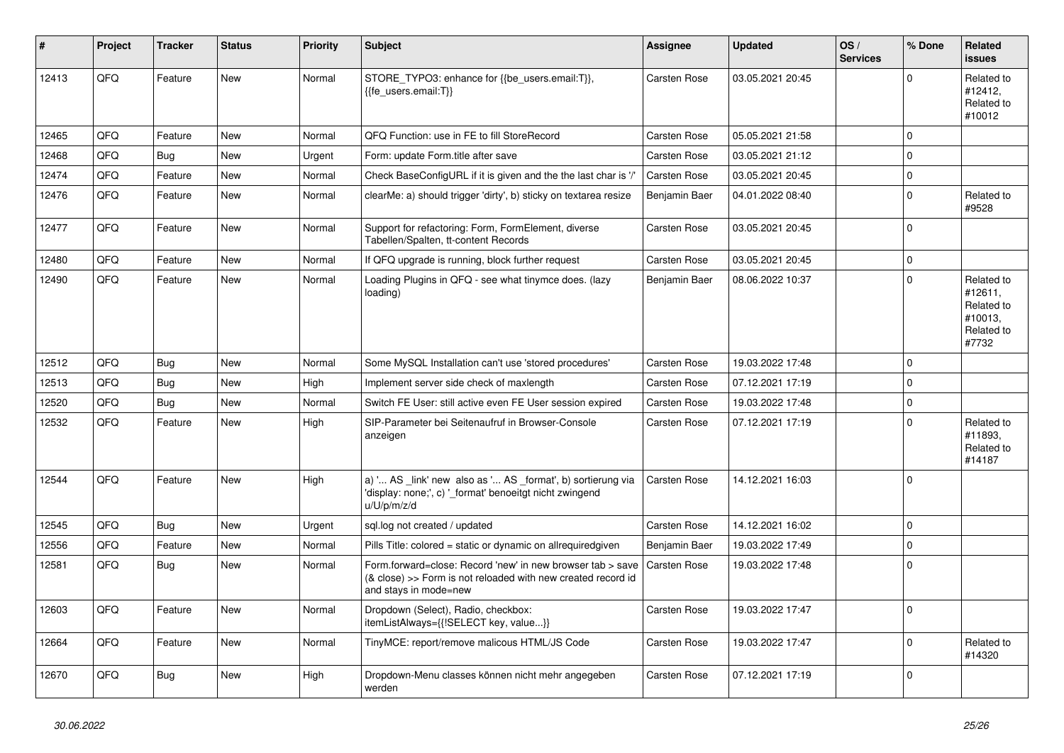| # | Project | Tracker | Status | Priority | Subject | Assignee | Updated | OS / Services | % Done | Related issues |
|---|---|---|---|---|---|---|---|---|---|---|
| 12413 | QFQ | Feature | New | Normal | STORE_TYPO3: enhance for {{be_users.email:T}}, {{fe_users.email:T}} | Carsten Rose | 03.05.2021 20:45 | | 0 | Related to #12412, Related to #10012 |
| 12465 | QFQ | Feature | New | Normal | QFQ Function: use in FE to fill StoreRecord | Carsten Rose | 05.05.2021 21:58 | | 0 | |
| 12468 | QFQ | Bug | New | Urgent | Form: update Form.title after save | Carsten Rose | 03.05.2021 21:12 | | 0 | |
| 12474 | QFQ | Feature | New | Normal | Check BaseConfigURL if it is given and the the last char is '/' | Carsten Rose | 03.05.2021 20:45 | | 0 | |
| 12476 | QFQ | Feature | New | Normal | clearMe: a) should trigger 'dirty', b) sticky on textarea resize | Benjamin Baer | 04.01.2022 08:40 | | 0 | Related to #9528 |
| 12477 | QFQ | Feature | New | Normal | Support for refactoring: Form, FormElement, diverse Tabellen/Spalten, tt-content Records | Carsten Rose | 03.05.2021 20:45 | | 0 | |
| 12480 | QFQ | Feature | New | Normal | If QFQ upgrade is running, block further request | Carsten Rose | 03.05.2021 20:45 | | 0 | |
| 12490 | QFQ | Feature | New | Normal | Loading Plugins in QFQ - see what tinymce does. (lazy loading) | Benjamin Baer | 08.06.2022 10:37 | | 0 | Related to #12611, Related to #10013, Related to #7732 |
| 12512 | QFQ | Bug | New | Normal | Some MySQL Installation can't use 'stored procedures' | Carsten Rose | 19.03.2022 17:48 | | 0 | |
| 12513 | QFQ | Bug | New | High | Implement server side check of maxlength | Carsten Rose | 07.12.2021 17:19 | | 0 | |
| 12520 | QFQ | Bug | New | Normal | Switch FE User: still active even FE User session expired | Carsten Rose | 19.03.2022 17:48 | | 0 | |
| 12532 | QFQ | Feature | New | High | SIP-Parameter bei Seitenaufruf in Browser-Console anzeigen | Carsten Rose | 07.12.2021 17:19 | | 0 | Related to #11893, Related to #14187 |
| 12544 | QFQ | Feature | New | High | a) '... AS _link' new also as '... AS _format', b) sortierung via 'display: none;', c) '_format' benoeitgt nicht zwingend u/U/p/m/z/d | Carsten Rose | 14.12.2021 16:03 | | 0 | |
| 12545 | QFQ | Bug | New | Urgent | sql.log not created / updated | Carsten Rose | 14.12.2021 16:02 | | 0 | |
| 12556 | QFQ | Feature | New | Normal | Pills Title: colored = static or dynamic on allrequiredgiven | Benjamin Baer | 19.03.2022 17:49 | | 0 | |
| 12581 | QFQ | Bug | New | Normal | Form.forward=close: Record 'new' in new browser tab > save (& close) >> Form is not reloaded with new created record id and stays in mode=new | Carsten Rose | 19.03.2022 17:48 | | 0 | |
| 12603 | QFQ | Feature | New | Normal | Dropdown (Select), Radio, checkbox: itemListAlways={{!SELECT key, value...}} | Carsten Rose | 19.03.2022 17:47 | | 0 | |
| 12664 | QFQ | Feature | New | Normal | TinyMCE: report/remove malicous HTML/JS Code | Carsten Rose | 19.03.2022 17:47 | | 0 | Related to #14320 |
| 12670 | QFQ | Bug | New | High | Dropdown-Menu classes können nicht mehr angegeben werden | Carsten Rose | 07.12.2021 17:19 | | 0 | |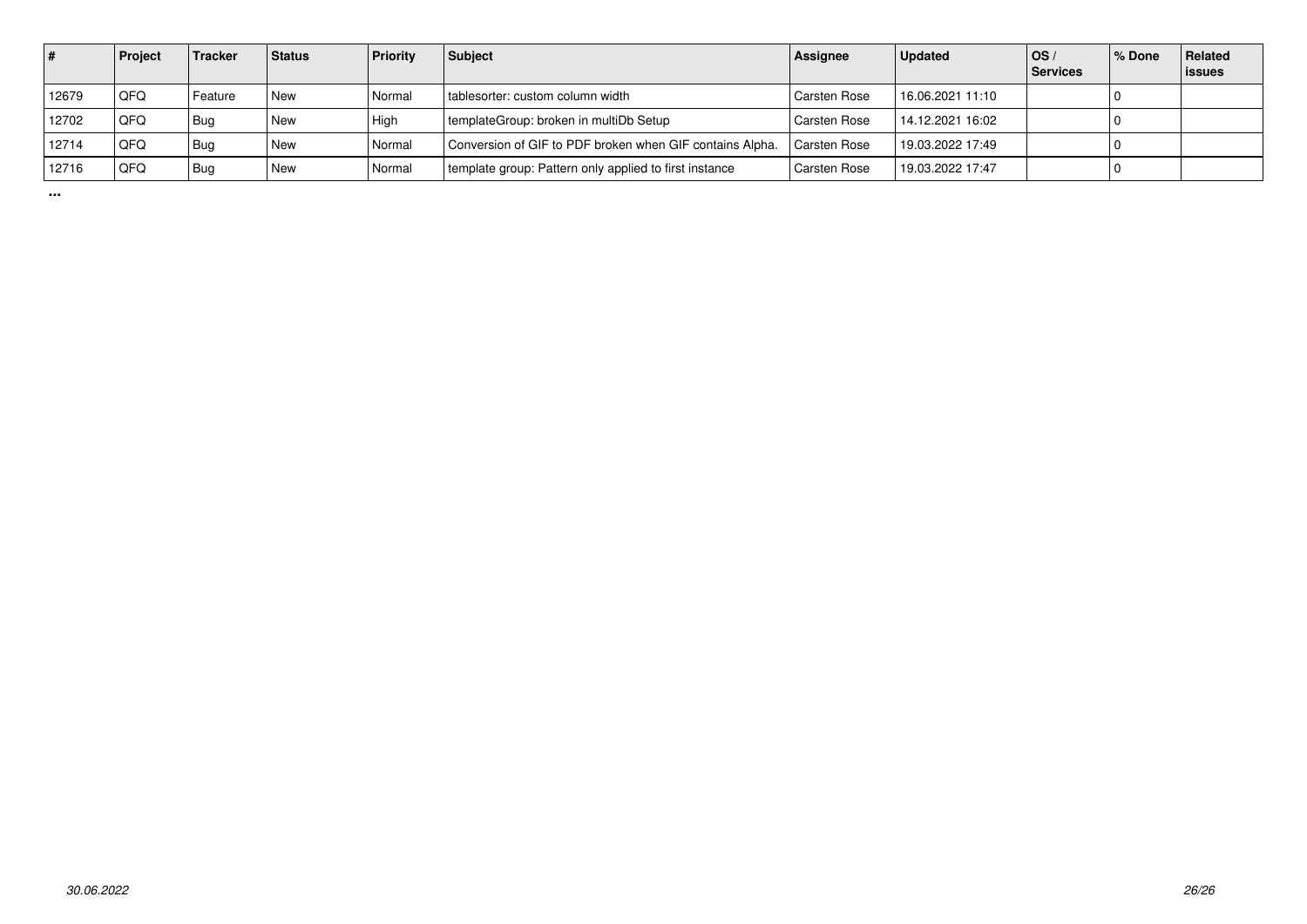| # | Project | Tracker | Status | Priority | Subject | Assignee | Updated | OS / Services | % Done | Related issues |
|---|---|---|---|---|---|---|---|---|---|---|
| 12679 | QFQ | Feature | New | Normal | tablesorter: custom column width | Carsten Rose | 16.06.2021 11:10 | | 0 | |
| 12702 | QFQ | Bug | New | High | templateGroup: broken in multiDb Setup | Carsten Rose | 14.12.2021 16:02 | | 0 | |
| 12714 | QFQ | Bug | New | Normal | Conversion of GIF to PDF broken when GIF contains Alpha. | Carsten Rose | 19.03.2022 17:49 | | 0 | |
| 12716 | QFQ | Bug | New | Normal | template group: Pattern only applied to first instance | Carsten Rose | 19.03.2022 17:47 | | 0 | |

...